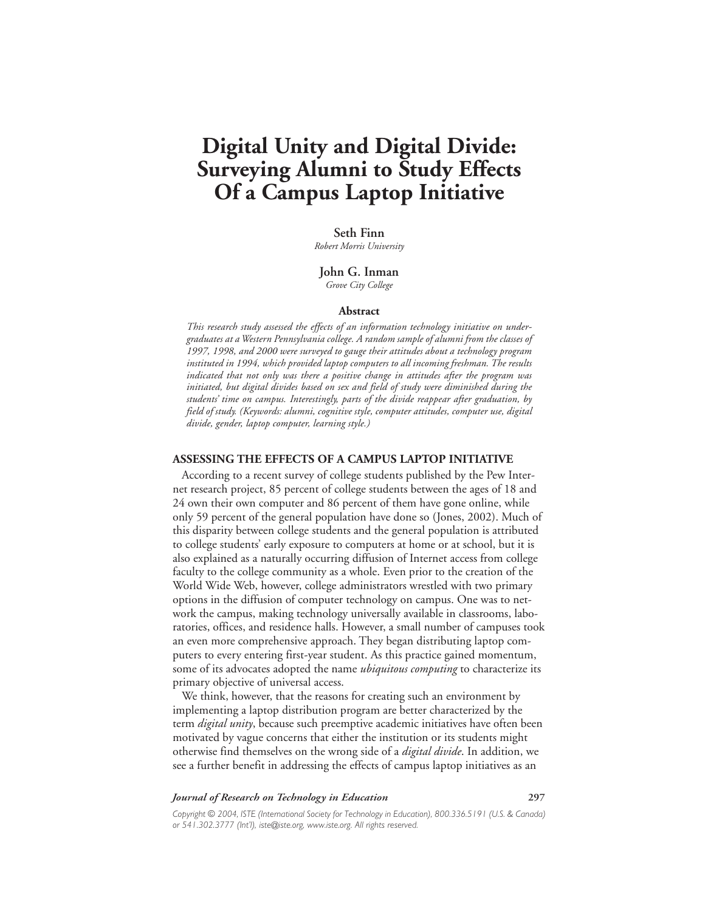# Digital Unity and Digital Divide: Surveying Alumni to Study Effects Of a Campus Laptop Initiative

**Seth Finn**
*Robert Morris University*

**John G. Inman**
*Grove City College*

### Abstract

*This research study assessed the effects of an information technology initiative on undergraduates at a Western Pennsylvania college. A random sample of alumni from the classes of 1997, 1998, and 2000 were surveyed to gauge their attitudes about a technology program instituted in 1994, which provided laptop computers to all incoming freshman. The results indicated that not only was there a positive change in attitudes after the program was initiated, but digital divides based on sex and field of study were diminished during the students' time on campus. Interestingly, parts of the divide reappear after graduation, by field of study. (Keywords: alumni, cognitive style, computer attitudes, computer use, digital divide, gender, laptop computer, learning style.)*

## ASSESSING THE EFFECTS OF A CAMPUS LAPTOP INITIATIVE

According to a recent survey of college students published by the Pew Internet research project, 85 percent of college students between the ages of 18 and 24 own their own computer and 86 percent of them have gone online, while only 59 percent of the general population have done so (Jones, 2002). Much of this disparity between college students and the general population is attributed to college students' early exposure to computers at home or at school, but it is also explained as a naturally occurring diffusion of Internet access from college faculty to the college community as a whole. Even prior to the creation of the World Wide Web, however, college administrators wrestled with two primary options in the diffusion of computer technology on campus. One was to network the campus, making technology universally available in classrooms, laboratories, offices, and residence halls. However, a small number of campuses took an even more comprehensive approach. They began distributing laptop computers to every entering first-year student. As this practice gained momentum, some of its advocates adopted the name *ubiquitous computing* to characterize its primary objective of universal access.

We think, however, that the reasons for creating such an environment by implementing a laptop distribution program are better characterized by the term *digital unity*, because such preemptive academic initiatives have often been motivated by vague concerns that either the institution or its students might otherwise find themselves on the wrong side of a *digital divide*. In addition, we see a further benefit in addressing the effects of campus laptop initiatives as an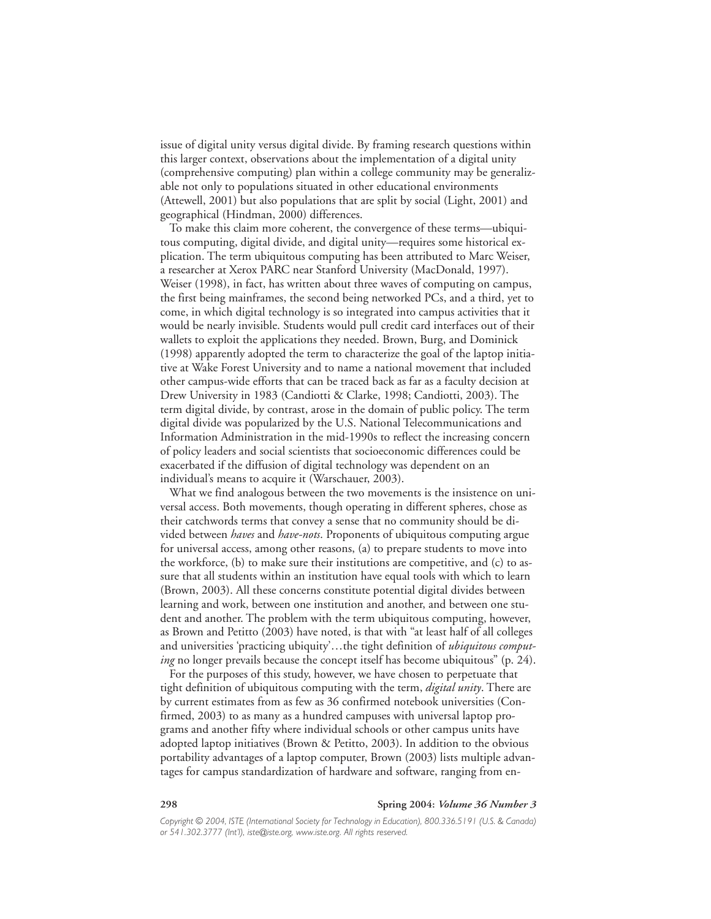issue of digital unity versus digital divide. By framing research questions within this larger context, observations about the implementation of a digital unity (comprehensive computing) plan within a college community may be generalizable not only to populations situated in other educational environments (Attewell, 2001) but also populations that are split by social (Light, 2001) and geographical (Hindman, 2000) differences.

To make this claim more coherent, the convergence of these terms—ubiquitous computing, digital divide, and digital unity—requires some historical explication. The term ubiquitous computing has been attributed to Marc Weiser, a researcher at Xerox PARC near Stanford University (MacDonald, 1997). Weiser (1998), in fact, has written about three waves of computing on campus, the first being mainframes, the second being networked PCs, and a third, yet to come, in which digital technology is so integrated into campus activities that it would be nearly invisible. Students would pull credit card interfaces out of their wallets to exploit the applications they needed. Brown, Burg, and Dominick (1998) apparently adopted the term to characterize the goal of the laptop initiative at Wake Forest University and to name a national movement that included other campus-wide efforts that can be traced back as far as a faculty decision at Drew University in 1983 (Candiotti & Clarke, 1998; Candiotti, 2003). The term digital divide, by contrast, arose in the domain of public policy. The term digital divide was popularized by the U.S. National Telecommunications and Information Administration in the mid-1990s to reflect the increasing concern of policy leaders and social scientists that socioeconomic differences could be exacerbated if the diffusion of digital technology was dependent on an individual's means to acquire it (Warschauer, 2003).

What we find analogous between the two movements is the insistence on universal access. Both movements, though operating in different spheres, chose as their catchwords terms that convey a sense that no community should be divided between *haves* and *have-nots*. Proponents of ubiquitous computing argue for universal access, among other reasons, (a) to prepare students to move into the workforce, (b) to make sure their institutions are competitive, and (c) to assure that all students within an institution have equal tools with which to learn (Brown, 2003). All these concerns constitute potential digital divides between learning and work, between one institution and another, and between one student and another. The problem with the term ubiquitous computing, however, as Brown and Petitto (2003) have noted, is that with "at least half of all colleges and universities 'practicing ubiquity'…the tight definition of *ubiquitous computing* no longer prevails because the concept itself has become ubiquitous" (p. 24).

For the purposes of this study, however, we have chosen to perpetuate that tight definition of ubiquitous computing with the term, *digital unity*. There are by current estimates from as few as 36 confirmed notebook universities (Confirmed, 2003) to as many as a hundred campuses with universal laptop programs and another fifty where individual schools or other campus units have adopted laptop initiatives (Brown & Petitto, 2003). In addition to the obvious portability advantages of a laptop computer, Brown (2003) lists multiple advantages for campus standardization of hardware and software, ranging from en-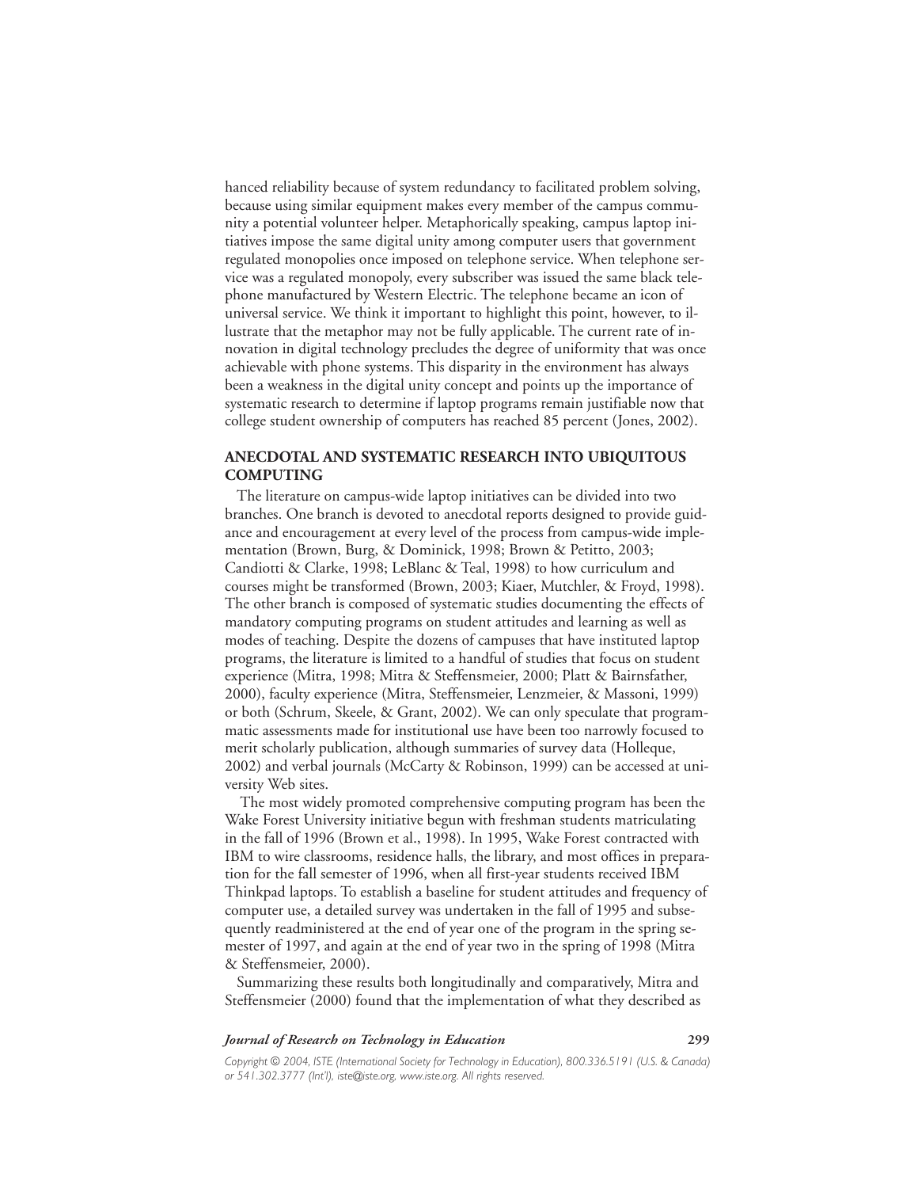hanced reliability because of system redundancy to facilitated problem solving, because using similar equipment makes every member of the campus community a potential volunteer helper. Metaphorically speaking, campus laptop initiatives impose the same digital unity among computer users that government regulated monopolies once imposed on telephone service. When telephone service was a regulated monopoly, every subscriber was issued the same black telephone manufactured by Western Electric. The telephone became an icon of universal service. We think it important to highlight this point, however, to illustrate that the metaphor may not be fully applicable. The current rate of innovation in digital technology precludes the degree of uniformity that was once achievable with phone systems. This disparity in the environment has always been a weakness in the digital unity concept and points up the importance of systematic research to determine if laptop programs remain justifiable now that college student ownership of computers has reached 85 percent (Jones, 2002).

## ANECDOTAL AND SYSTEMATIC RESEARCH INTO UBIQUITOUS COMPUTING

The literature on campus-wide laptop initiatives can be divided into two branches. One branch is devoted to anecdotal reports designed to provide guidance and encouragement at every level of the process from campus-wide implementation (Brown, Burg, & Dominick, 1998; Brown & Petitto, 2003; Candiotti & Clarke, 1998; LeBlanc & Teal, 1998) to how curriculum and courses might be transformed (Brown, 2003; Kiaer, Mutchler, & Froyd, 1998). The other branch is composed of systematic studies documenting the effects of mandatory computing programs on student attitudes and learning as well as modes of teaching. Despite the dozens of campuses that have instituted laptop programs, the literature is limited to a handful of studies that focus on student experience (Mitra, 1998; Mitra & Steffensmeier, 2000; Platt & Bairnsfather, 2000), faculty experience (Mitra, Steffensmeier, Lenzmeier, & Massoni, 1999) or both (Schrum, Skeele, & Grant, 2002). We can only speculate that programmatic assessments made for institutional use have been too narrowly focused to merit scholarly publication, although summaries of survey data (Holleque, 2002) and verbal journals (McCarty & Robinson, 1999) can be accessed at university Web sites.

The most widely promoted comprehensive computing program has been the Wake Forest University initiative begun with freshman students matriculating in the fall of 1996 (Brown et al., 1998). In 1995, Wake Forest contracted with IBM to wire classrooms, residence halls, the library, and most offices in preparation for the fall semester of 1996, when all first-year students received IBM Thinkpad laptops. To establish a baseline for student attitudes and frequency of computer use, a detailed survey was undertaken in the fall of 1995 and subsequently readministered at the end of year one of the program in the spring semester of 1997, and again at the end of year two in the spring of 1998 (Mitra & Steffensmeier, 2000).

Summarizing these results both longitudinally and comparatively, Mitra and Steffensmeier (2000) found that the implementation of what they described as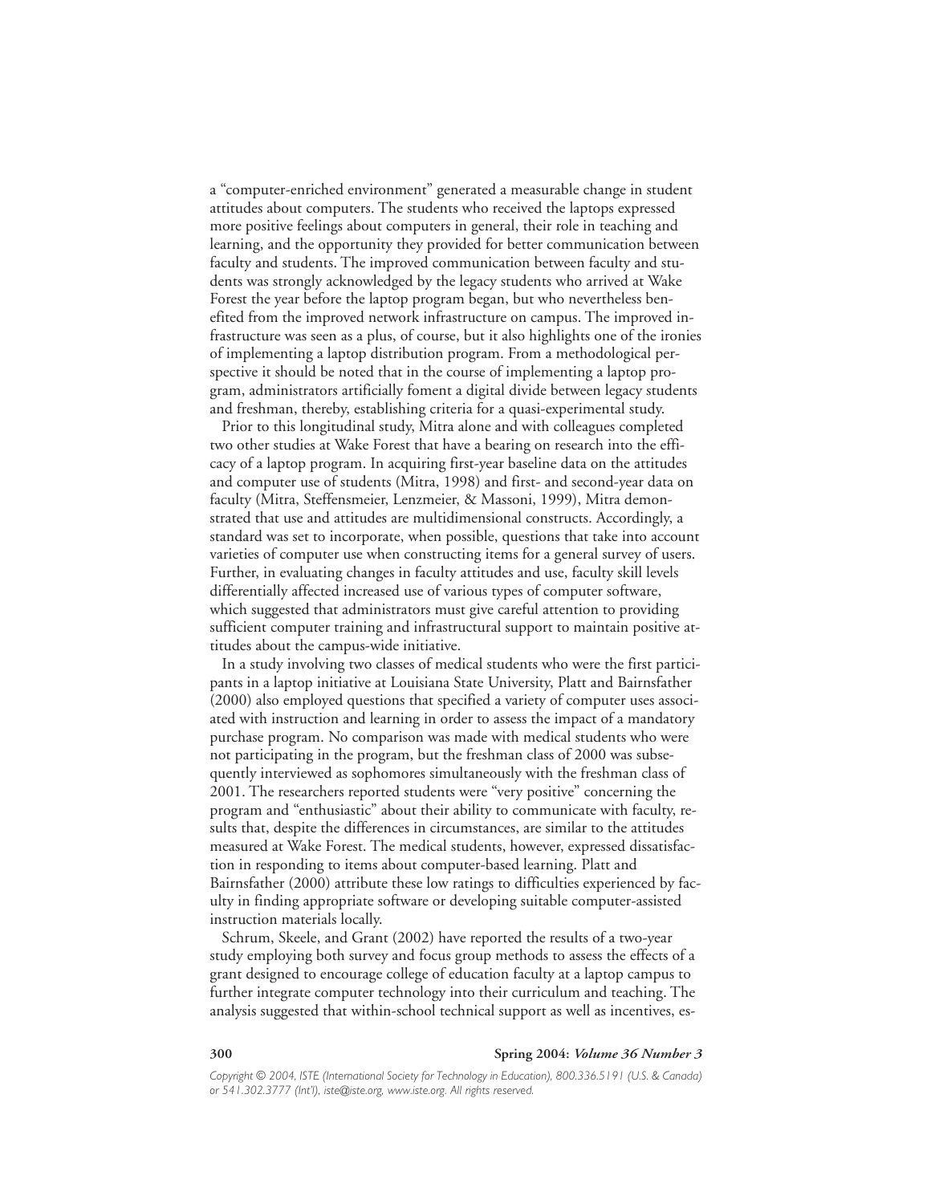a "computer-enriched environment" generated a measurable change in student attitudes about computers. The students who received the laptops expressed more positive feelings about computers in general, their role in teaching and learning, and the opportunity they provided for better communication between faculty and students. The improved communication between faculty and students was strongly acknowledged by the legacy students who arrived at Wake Forest the year before the laptop program began, but who nevertheless benefited from the improved network infrastructure on campus. The improved infrastructure was seen as a plus, of course, but it also highlights one of the ironies of implementing a laptop distribution program. From a methodological perspective it should be noted that in the course of implementing a laptop program, administrators artificially foment a digital divide between legacy students and freshman, thereby, establishing criteria for a quasi-experimental study.

Prior to this longitudinal study, Mitra alone and with colleagues completed two other studies at Wake Forest that have a bearing on research into the efficacy of a laptop program. In acquiring first-year baseline data on the attitudes and computer use of students (Mitra, 1998) and first- and second-year data on faculty (Mitra, Steffensmeier, Lenzmeier, & Massoni, 1999), Mitra demonstrated that use and attitudes are multidimensional constructs. Accordingly, a standard was set to incorporate, when possible, questions that take into account varieties of computer use when constructing items for a general survey of users. Further, in evaluating changes in faculty attitudes and use, faculty skill levels differentially affected increased use of various types of computer software, which suggested that administrators must give careful attention to providing sufficient computer training and infrastructural support to maintain positive attitudes about the campus-wide initiative.

In a study involving two classes of medical students who were the first participants in a laptop initiative at Louisiana State University, Platt and Bairnsfather (2000) also employed questions that specified a variety of computer uses associated with instruction and learning in order to assess the impact of a mandatory purchase program. No comparison was made with medical students who were not participating in the program, but the freshman class of 2000 was subsequently interviewed as sophomores simultaneously with the freshman class of 2001. The researchers reported students were "very positive" concerning the program and "enthusiastic" about their ability to communicate with faculty, results that, despite the differences in circumstances, are similar to the attitudes measured at Wake Forest. The medical students, however, expressed dissatisfaction in responding to items about computer-based learning. Platt and Bairnsfather (2000) attribute these low ratings to difficulties experienced by faculty in finding appropriate software or developing suitable computer-assisted instruction materials locally.

Schrum, Skeele, and Grant (2002) have reported the results of a two-year study employing both survey and focus group methods to assess the effects of a grant designed to encourage college of education faculty at a laptop campus to further integrate computer technology into their curriculum and teaching. The analysis suggested that within-school technical support as well as incentives, es-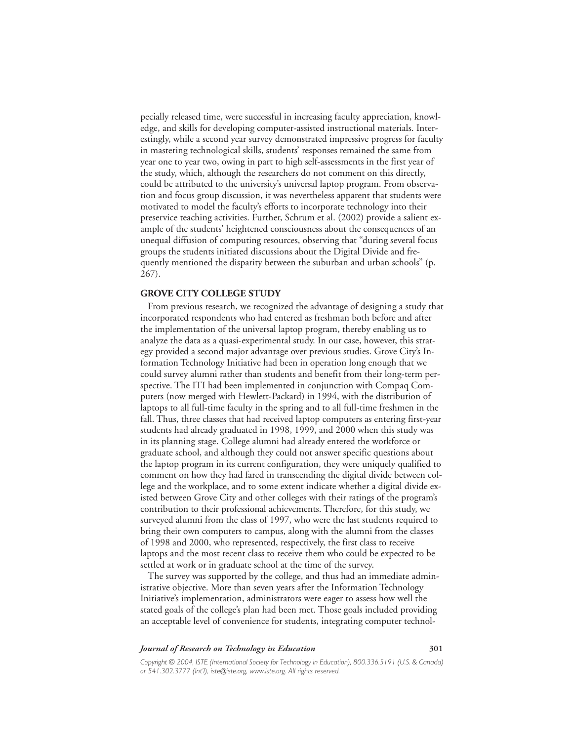pecially released time, were successful in increasing faculty appreciation, knowledge, and skills for developing computer-assisted instructional materials. Interestingly, while a second year survey demonstrated impressive progress for faculty in mastering technological skills, students' responses remained the same from year one to year two, owing in part to high self-assessments in the first year of the study, which, although the researchers do not comment on this directly, could be attributed to the university's universal laptop program. From observation and focus group discussion, it was nevertheless apparent that students were motivated to model the faculty's efforts to incorporate technology into their preservice teaching activities. Further, Schrum et al. (2002) provide a salient example of the students' heightened consciousness about the consequences of an unequal diffusion of computing resources, observing that "during several focus groups the students initiated discussions about the Digital Divide and frequently mentioned the disparity between the suburban and urban schools" (p. 267).

## GROVE CITY COLLEGE STUDY

From previous research, we recognized the advantage of designing a study that incorporated respondents who had entered as freshman both before and after the implementation of the universal laptop program, thereby enabling us to analyze the data as a quasi-experimental study. In our case, however, this strategy provided a second major advantage over previous studies. Grove City's Information Technology Initiative had been in operation long enough that we could survey alumni rather than students and benefit from their long-term perspective. The ITI had been implemented in conjunction with Compaq Computers (now merged with Hewlett-Packard) in 1994, with the distribution of laptops to all full-time faculty in the spring and to all full-time freshmen in the fall. Thus, three classes that had received laptop computers as entering first-year students had already graduated in 1998, 1999, and 2000 when this study was in its planning stage. College alumni had already entered the workforce or graduate school, and although they could not answer specific questions about the laptop program in its current configuration, they were uniquely qualified to comment on how they had fared in transcending the digital divide between college and the workplace, and to some extent indicate whether a digital divide existed between Grove City and other colleges with their ratings of the program's contribution to their professional achievements. Therefore, for this study, we surveyed alumni from the class of 1997, who were the last students required to bring their own computers to campus, along with the alumni from the classes of 1998 and 2000, who represented, respectively, the first class to receive laptops and the most recent class to receive them who could be expected to be settled at work or in graduate school at the time of the survey.

The survey was supported by the college, and thus had an immediate administrative objective. More than seven years after the Information Technology Initiative's implementation, administrators were eager to assess how well the stated goals of the college's plan had been met. Those goals included providing an acceptable level of convenience for students, integrating computer technol-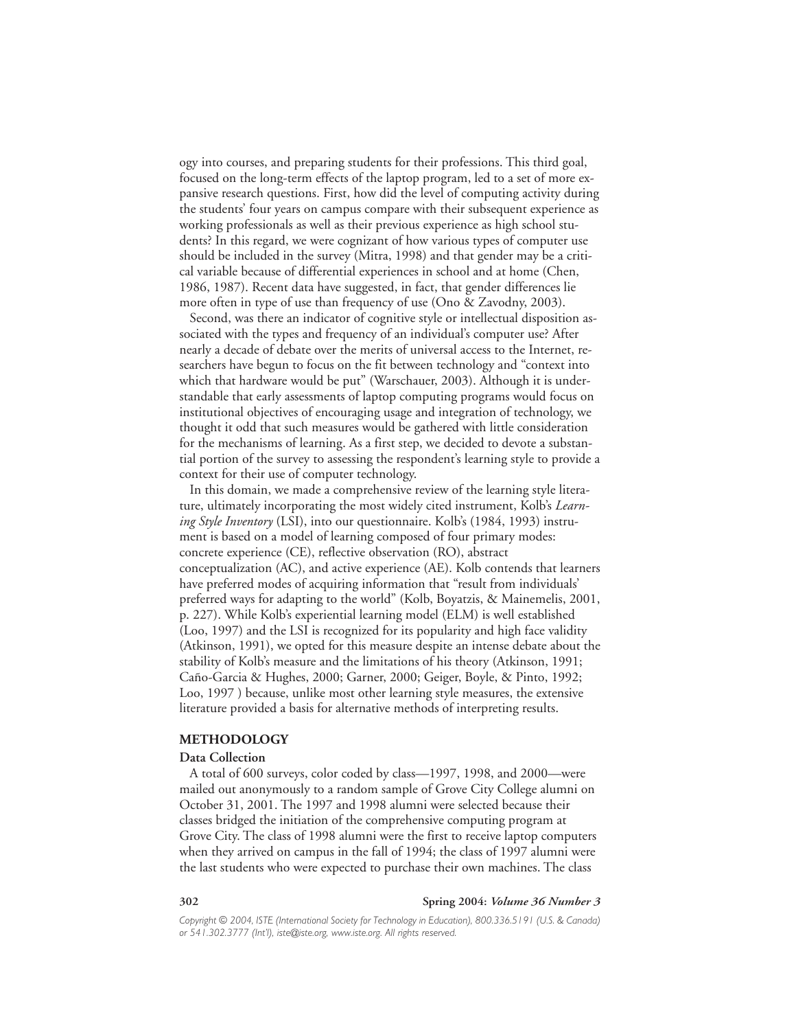ogy into courses, and preparing students for their professions. This third goal, focused on the long-term effects of the laptop program, led to a set of more expansive research questions. First, how did the level of computing activity during the students' four years on campus compare with their subsequent experience as working professionals as well as their previous experience as high school students? In this regard, we were cognizant of how various types of computer use should be included in the survey (Mitra, 1998) and that gender may be a critical variable because of differential experiences in school and at home (Chen, 1986, 1987). Recent data have suggested, in fact, that gender differences lie more often in type of use than frequency of use (Ono & Zavodny, 2003).

Second, was there an indicator of cognitive style or intellectual disposition associated with the types and frequency of an individual's computer use? After nearly a decade of debate over the merits of universal access to the Internet, researchers have begun to focus on the fit between technology and "context into which that hardware would be put" (Warschauer, 2003). Although it is understandable that early assessments of laptop computing programs would focus on institutional objectives of encouraging usage and integration of technology, we thought it odd that such measures would be gathered with little consideration for the mechanisms of learning. As a first step, we decided to devote a substantial portion of the survey to assessing the respondent's learning style to provide a context for their use of computer technology.

In this domain, we made a comprehensive review of the learning style literature, ultimately incorporating the most widely cited instrument, Kolb's *Learning Style Inventory* (LSI), into our questionnaire. Kolb's (1984, 1993) instrument is based on a model of learning composed of four primary modes: concrete experience (CE), reflective observation (RO), abstract conceptualization (AC), and active experience (AE). Kolb contends that learners have preferred modes of acquiring information that "result from individuals' preferred ways for adapting to the world" (Kolb, Boyatzis, & Mainemelis, 2001, p. 227). While Kolb's experiential learning model (ELM) is well established (Loo, 1997) and the LSI is recognized for its popularity and high face validity (Atkinson, 1991), we opted for this measure despite an intense debate about the stability of Kolb's measure and the limitations of his theory (Atkinson, 1991; Caño-Garcia & Hughes, 2000; Garner, 2000; Geiger, Boyle, & Pinto, 1992; Loo, 1997 ) because, unlike most other learning style measures, the extensive literature provided a basis for alternative methods of interpreting results.

## METHODOLOGY

### Data Collection

A total of 600 surveys, color coded by class—1997, 1998, and 2000—were mailed out anonymously to a random sample of Grove City College alumni on October 31, 2001. The 1997 and 1998 alumni were selected because their classes bridged the initiation of the comprehensive computing program at Grove City. The class of 1998 alumni were the first to receive laptop computers when they arrived on campus in the fall of 1994; the class of 1997 alumni were the last students who were expected to purchase their own machines. The class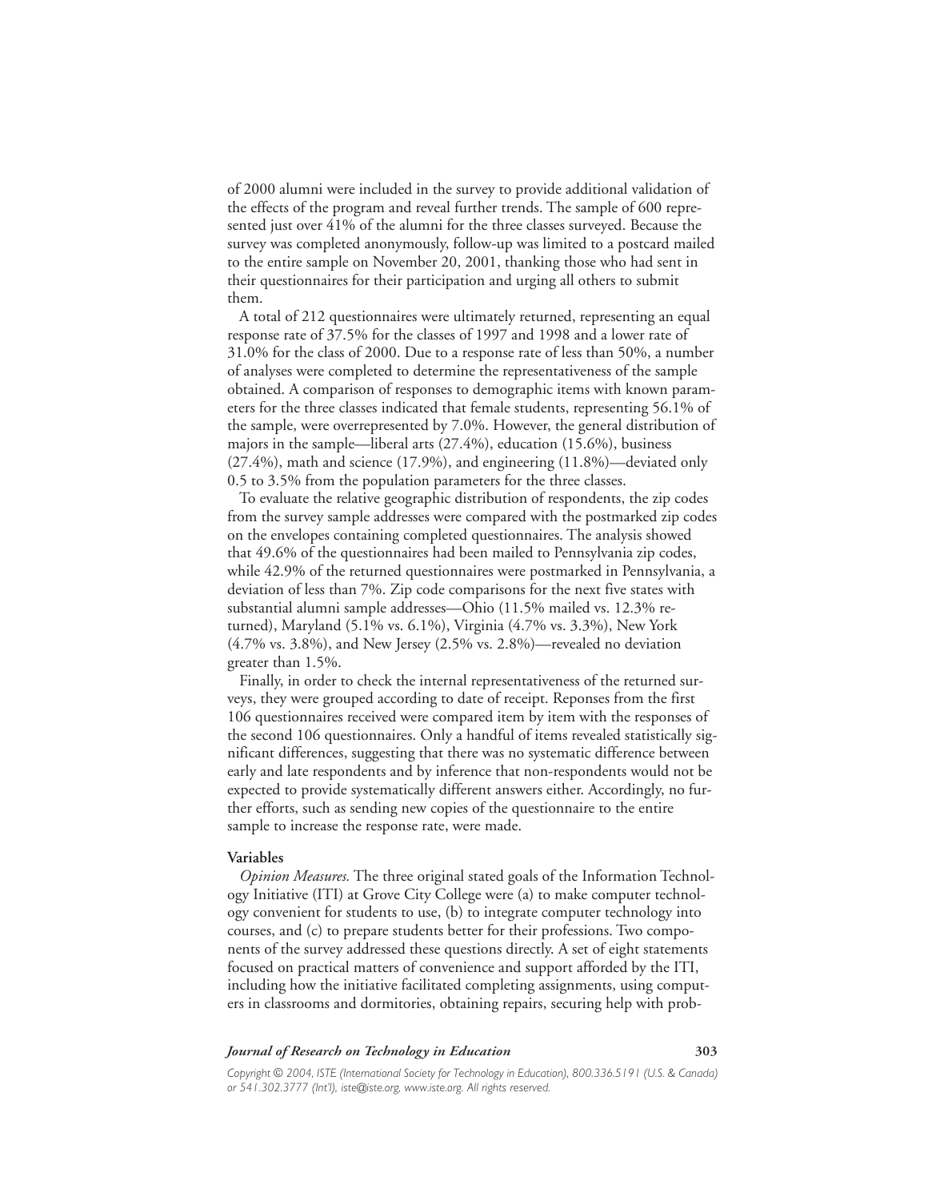of 2000 alumni were included in the survey to provide additional validation of the effects of the program and reveal further trends. The sample of 600 represented just over 41% of the alumni for the three classes surveyed. Because the survey was completed anonymously, follow-up was limited to a postcard mailed to the entire sample on November 20, 2001, thanking those who had sent in their questionnaires for their participation and urging all others to submit them.

A total of 212 questionnaires were ultimately returned, representing an equal response rate of 37.5% for the classes of 1997 and 1998 and a lower rate of 31.0% for the class of 2000. Due to a response rate of less than 50%, a number of analyses were completed to determine the representativeness of the sample obtained. A comparison of responses to demographic items with known parameters for the three classes indicated that female students, representing 56.1% of the sample, were overrepresented by 7.0%. However, the general distribution of majors in the sample—liberal arts (27.4%), education (15.6%), business (27.4%), math and science (17.9%), and engineering (11.8%)—deviated only 0.5 to 3.5% from the population parameters for the three classes.

To evaluate the relative geographic distribution of respondents, the zip codes from the survey sample addresses were compared with the postmarked zip codes on the envelopes containing completed questionnaires. The analysis showed that 49.6% of the questionnaires had been mailed to Pennsylvania zip codes, while 42.9% of the returned questionnaires were postmarked in Pennsylvania, a deviation of less than 7%. Zip code comparisons for the next five states with substantial alumni sample addresses—Ohio (11.5% mailed vs. 12.3% returned), Maryland (5.1% vs. 6.1%), Virginia (4.7% vs. 3.3%), New York (4.7% vs. 3.8%), and New Jersey (2.5% vs. 2.8%)—revealed no deviation greater than 1.5%.

Finally, in order to check the internal representativeness of the returned surveys, they were grouped according to date of receipt. Reponses from the first 106 questionnaires received were compared item by item with the responses of the second 106 questionnaires. Only a handful of items revealed statistically significant differences, suggesting that there was no systematic difference between early and late respondents and by inference that non-respondents would not be expected to provide systematically different answers either. Accordingly, no further efforts, such as sending new copies of the questionnaire to the entire sample to increase the response rate, were made.

**Variables**

*Opinion Measures.* The three original stated goals of the Information Technology Initiative (ITI) at Grove City College were (a) to make computer technology convenient for students to use, (b) to integrate computer technology into courses, and (c) to prepare students better for their professions. Two components of the survey addressed these questions directly. A set of eight statements focused on practical matters of convenience and support afforded by the ITI, including how the initiative facilitated completing assignments, using computers in classrooms and dormitories, obtaining repairs, securing help with prob-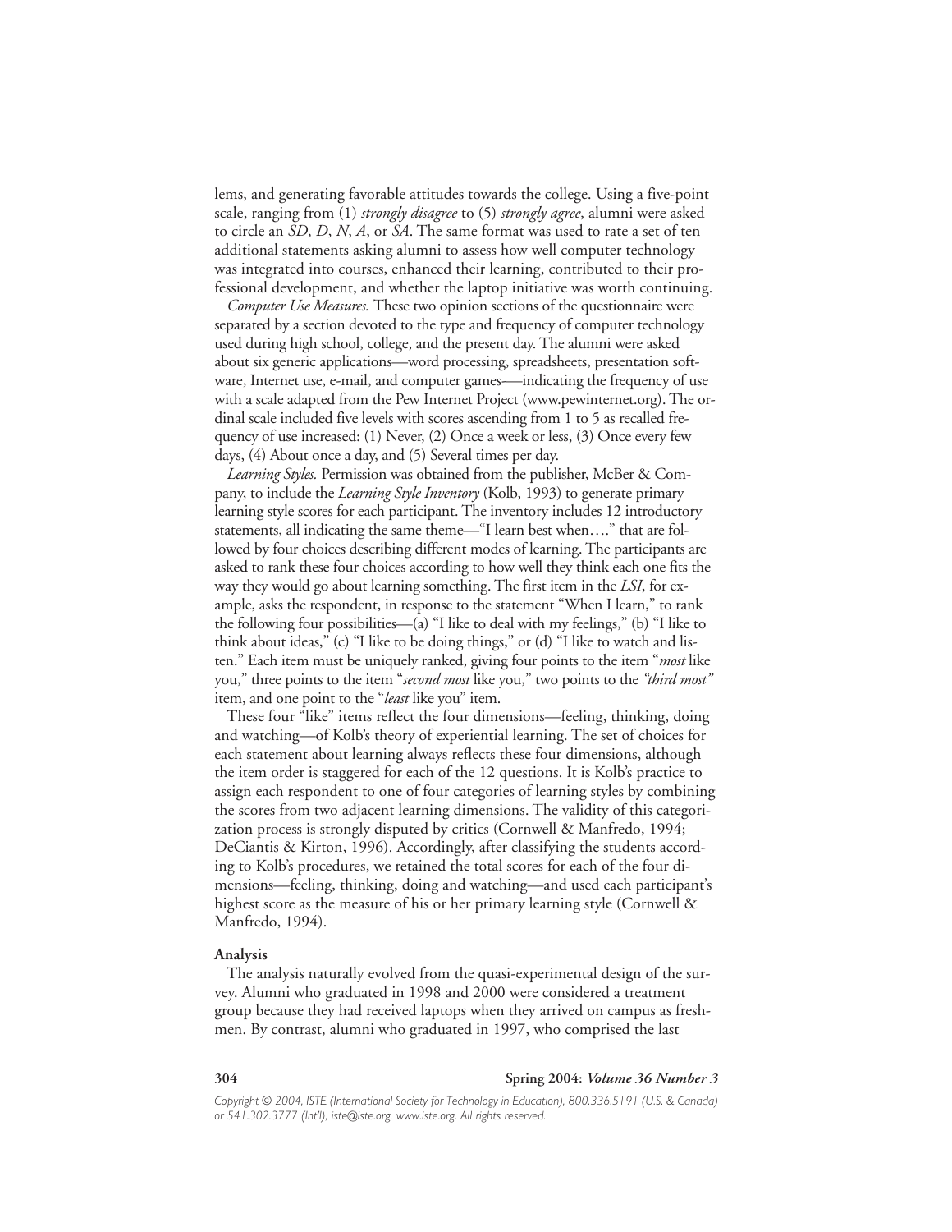lems, and generating favorable attitudes towards the college. Using a five-point scale, ranging from (1) *strongly disagree* to (5) *strongly agree*, alumni were asked to circle an *SD*, *D*, *N*, *A*, or *SA*. The same format was used to rate a set of ten additional statements asking alumni to assess how well computer technology was integrated into courses, enhanced their learning, contributed to their professional development, and whether the laptop initiative was worth continuing.

*Computer Use Measures.* These two opinion sections of the questionnaire were separated by a section devoted to the type and frequency of computer technology used during high school, college, and the present day. The alumni were asked about six generic applications—word processing, spreadsheets, presentation software, Internet use, e-mail, and computer games—indicating the frequency of use with a scale adapted from the Pew Internet Project (www.pewinternet.org). The ordinal scale included five levels with scores ascending from 1 to 5 as recalled frequency of use increased: (1) Never, (2) Once a week or less, (3) Once every few days, (4) About once a day, and (5) Several times per day.

*Learning Styles.* Permission was obtained from the publisher, McBer & Company, to include the *Learning Style Inventory* (Kolb, 1993) to generate primary learning style scores for each participant. The inventory includes 12 introductory statements, all indicating the same theme—"I learn best when…." that are followed by four choices describing different modes of learning. The participants are asked to rank these four choices according to how well they think each one fits the way they would go about learning something. The first item in the *LSI*, for example, asks the respondent, in response to the statement "When I learn," to rank the following four possibilities—(a) "I like to deal with my feelings," (b) "I like to think about ideas," (c) "I like to be doing things," or (d) "I like to watch and listen." Each item must be uniquely ranked, giving four points to the item "*most* like you," three points to the item "*second most* like you," two points to the *"third most"* item, and one point to the "*least* like you" item.

These four "like" items reflect the four dimensions—feeling, thinking, doing and watching—of Kolb's theory of experiential learning. The set of choices for each statement about learning always reflects these four dimensions, although the item order is staggered for each of the 12 questions. It is Kolb's practice to assign each respondent to one of four categories of learning styles by combining the scores from two adjacent learning dimensions. The validity of this categorization process is strongly disputed by critics (Cornwell & Manfredo, 1994; DeCiantis & Kirton, 1996). Accordingly, after classifying the students according to Kolb's procedures, we retained the total scores for each of the four dimensions—feeling, thinking, doing and watching—and used each participant's highest score as the measure of his or her primary learning style (Cornwell & Manfredo, 1994).

**Analysis**

The analysis naturally evolved from the quasi-experimental design of the survey. Alumni who graduated in 1998 and 2000 were considered a treatment group because they had received laptops when they arrived on campus as freshmen. By contrast, alumni who graduated in 1997, who comprised the last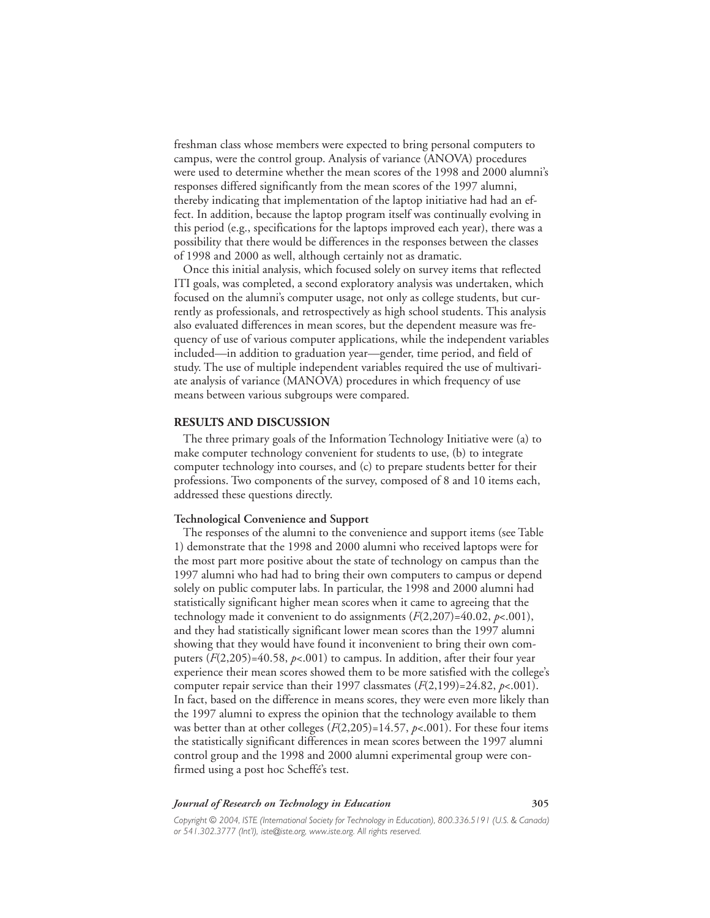freshman class whose members were expected to bring personal computers to campus, were the control group. Analysis of variance (ANOVA) procedures were used to determine whether the mean scores of the 1998 and 2000 alumni's responses differed significantly from the mean scores of the 1997 alumni, thereby indicating that implementation of the laptop initiative had had an effect. In addition, because the laptop program itself was continually evolving in this period (e.g., specifications for the laptops improved each year), there was a possibility that there would be differences in the responses between the classes of 1998 and 2000 as well, although certainly not as dramatic.

Once this initial analysis, which focused solely on survey items that reflected ITI goals, was completed, a second exploratory analysis was undertaken, which focused on the alumni's computer usage, not only as college students, but currently as professionals, and retrospectively as high school students. This analysis also evaluated differences in mean scores, but the dependent measure was frequency of use of various computer applications, while the independent variables included—in addition to graduation year—gender, time period, and field of study. The use of multiple independent variables required the use of multivariate analysis of variance (MANOVA) procedures in which frequency of use means between various subgroups were compared.

## RESULTS AND DISCUSSION

The three primary goals of the Information Technology Initiative were (a) to make computer technology convenient for students to use, (b) to integrate computer technology into courses, and (c) to prepare students better for their professions. Two components of the survey, composed of 8 and 10 items each, addressed these questions directly.

### Technological Convenience and Support

The responses of the alumni to the convenience and support items (see Table 1) demonstrate that the 1998 and 2000 alumni who received laptops were for the most part more positive about the state of technology on campus than the 1997 alumni who had had to bring their own computers to campus or depend solely on public computer labs. In particular, the 1998 and 2000 alumni had statistically significant higher mean scores when it came to agreeing that the technology made it convenient to do assignments ($F(2,207)=40.02$, $p<.001$), and they had statistically significant lower mean scores than the 1997 alumni showing that they would have found it inconvenient to bring their own computers ($F(2,205)=40.58$, $p<.001$) to campus. In addition, after their four year experience their mean scores showed them to be more satisfied with the college's computer repair service than their 1997 classmates ($F(2,199)=24.82$, $p<.001$). In fact, based on the difference in means scores, they were even more likely than the 1997 alumni to express the opinion that the technology available to them was better than at other colleges ($F(2,205)=14.57$, $p<.001$). For these four items the statistically significant differences in mean scores between the 1997 alumni control group and the 1998 and 2000 alumni experimental group were confirmed using a post hoc Scheffé's test.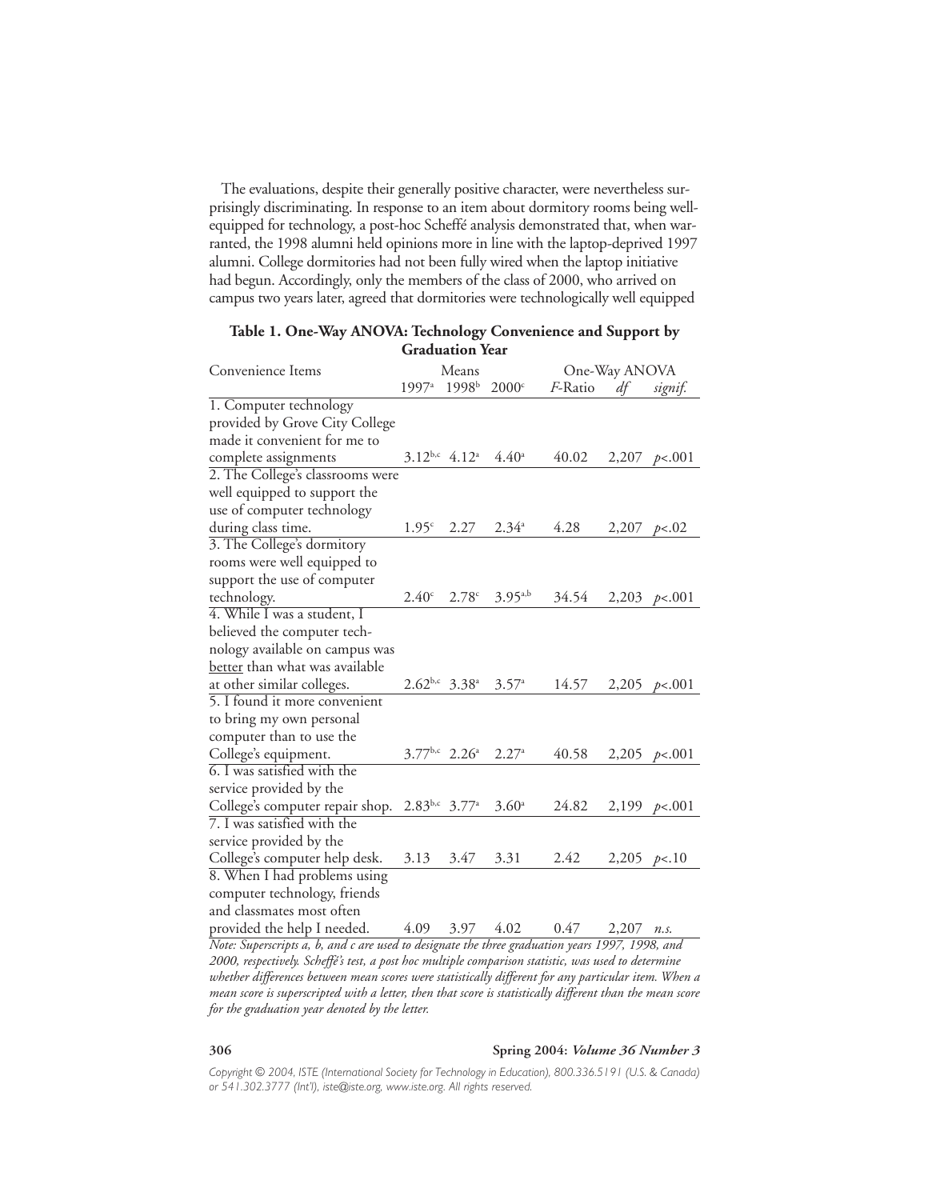The evaluations, despite their generally positive character, were nevertheless surprisingly discriminating. In response to an item about dormitory rooms being well-equipped for technology, a post-hoc Scheffé analysis demonstrated that, when warranted, the 1998 alumni held opinions more in line with the laptop-deprived 1997 alumni. College dormitories had not been fully wired when the laptop initiative had begun. Accordingly, only the members of the class of 2000, who arrived on campus two years later, agreed that dormitories were technologically well equipped

**Table 1. One-Way ANOVA: Technology Convenience and Support by Graduation Year**

| Convenience Items | Means | | | One-Way ANOVA | | |
|---|---|---|---|---|---|---|
| | $1997^{a}$ | $1998^{b}$ | $2000^{c}$ | *F*-Ratio | *df* | *signif.* |
| 1. Computer technology provided by Grove City College made it convenient for me to complete assignments | $3.12^{b,c}$ | $4.12^{a}$ | $4.40^{a}$ | 40.02 | 2,207 | $p<.001$ |
| 2. The College's classrooms were well equipped to support the use of computer technology during class time. | $1.95^{c}$ | 2.27 | $2.34^{a}$ | 4.28 | 2,207 | $p<.02$ |
| 3. The College's dormitory rooms were well equipped to support the use of computer technology. | $2.40^{c}$ | $2.78^{c}$ | $3.95^{a,b}$ | 34.54 | 2,203 | $p<.001$ |
| 4. While I was a student, I believed the computer technology available on campus was <u>better</u> than what was available at other similar colleges. | $2.62^{b,c}$ | $3.38^{a}$ | $3.57^{a}$ | 14.57 | 2,205 | $p<.001$ |
| 5. I found it more convenient to bring my own personal computer than to use the College's equipment. | $3.77^{b,c}$ | $2.26^{a}$ | $2.27^{a}$ | 40.58 | 2,205 | $p<.001$ |
| 6. I was satisfied with the service provided by the College's computer repair shop. | $2.83^{b,c}$ | $3.77^{a}$ | $3.60^{a}$ | 24.82 | 2,199 | $p<.001$ |
| 7. I was satisfied with the service provided by the College's computer help desk. | 3.13 | 3.47 | 3.31 | 2.42 | 2,205 | $p<.10$ |
| 8. When I had problems using computer technology, friends and classmates most often provided the help I needed. | 4.09 | 3.97 | 4.02 | 0.47 | 2,207 | *n.s.* |

*Note: Superscripts a, b, and c are used to designate the three graduation years 1997, 1998, and 2000, respectively. Scheffé's test, a post hoc multiple comparison statistic, was used to determine whether differences between mean scores were statistically different for any particular item. When a mean score is superscripted with a letter, then that score is statistically different than the mean score for the graduation year denoted by the letter.*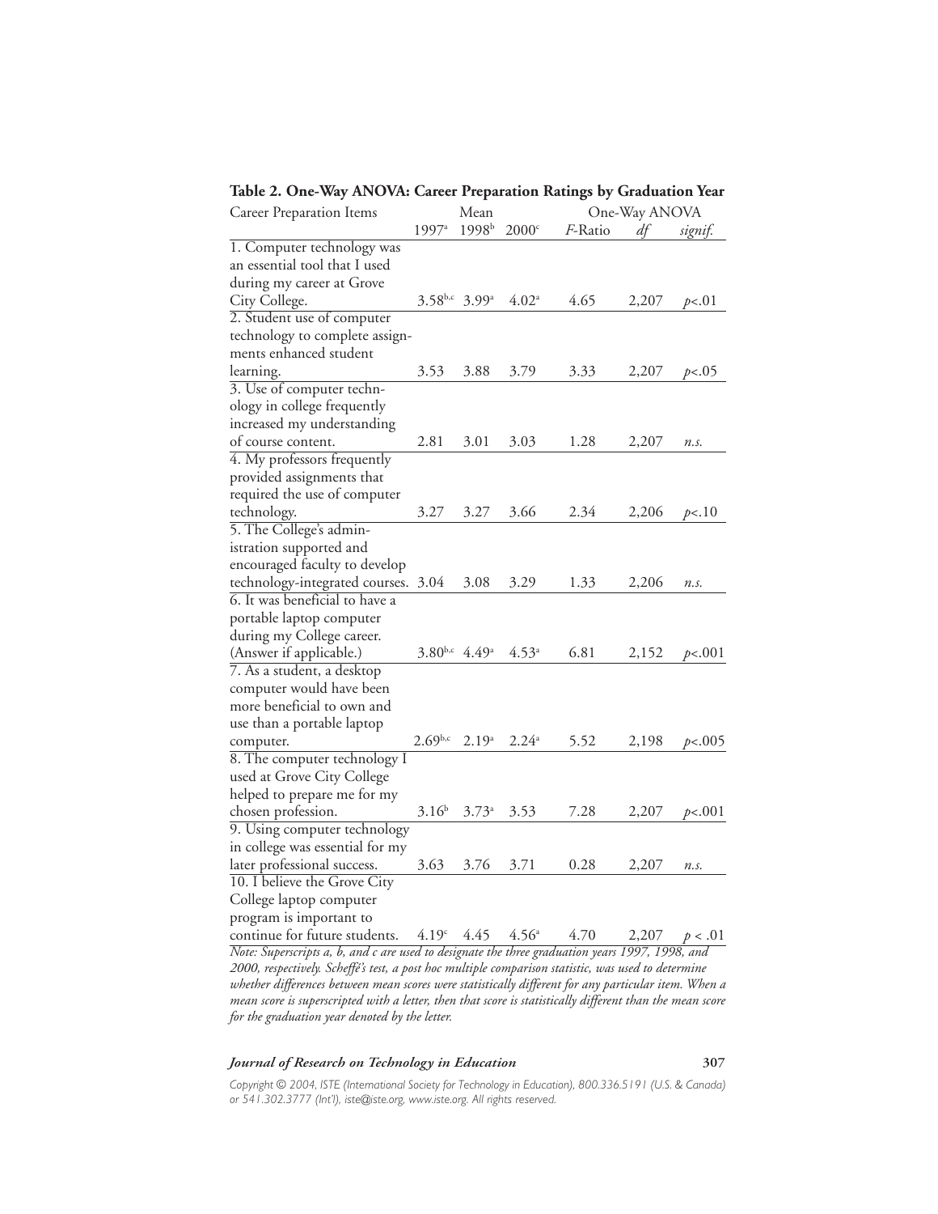**Table 2. One-Way ANOVA: Career Preparation Ratings by Graduation Year**

| Career Preparation Items | Mean | | | One-Way ANOVA | | |
|---|---|---|---|---|---|---|
| | 1997[a] | 1998[b] | 2000[c] | *F*-Ratio | *df* | *signif.* |
| 1. Computer technology was an essential tool that I used during my career at Grove City College. | 3.58[b,c] | 3.99[a] | 4.02[a] | 4.65 | 2,207 | $p<.01$ |
| 2. Student use of computer technology to complete assignments enhanced student learning. | 3.53 | 3.88 | 3.79 | 3.33 | 2,207 | $p<.05$ |
| 3. Use of computer technology in college frequently increased my understanding of course content. | 2.81 | 3.01 | 3.03 | 1.28 | 2,207 | *n.s.* |
| 4. My professors frequently provided assignments that required the use of computer technology. | 3.27 | 3.27 | 3.66 | 2.34 | 2,206 | $p<.10$ |
| 5. The College's administration supported and encouraged faculty to develop technology-integrated courses. | 3.04 | 3.08 | 3.29 | 1.33 | 2,206 | *n.s.* |
| 6. It was beneficial to have a portable laptop computer during my College career. (Answer if applicable.) | 3.80[b,c] | 4.49[a] | 4.53[a] | 6.81 | 2,152 | $p<.001$ |
| 7. As a student, a desktop computer would have been more beneficial to own and use than a portable laptop computer. | 2.69[b,c] | 2.19[a] | 2.24[a] | 5.52 | 2,198 | $p<.005$ |
| 8. The computer technology I used at Grove City College helped to prepare me for my chosen profession. | 3.16[b] | 3.73[a] | 3.53 | 7.28 | 2,207 | $p<.001$ |
| 9. Using computer technology in college was essential for my later professional success. | 3.63 | 3.76 | 3.71 | 0.28 | 2,207 | *n.s.* |
| 10. I believe the Grove City College laptop computer program is important to continue for future students. | 4.19[c] | 4.45 | 4.56[a] | 4.70 | 2,207 | $p < .01$ |

*Note: Superscripts a, b, and c are used to designate the three graduation years 1997, 1998, and 2000, respectively. Scheffé's test, a post hoc multiple comparison statistic, was used to determine whether differences between mean scores were statistically different for any particular item. When a mean score is superscripted with a letter, then that score is statistically different than the mean score for the graduation year denoted by the letter.*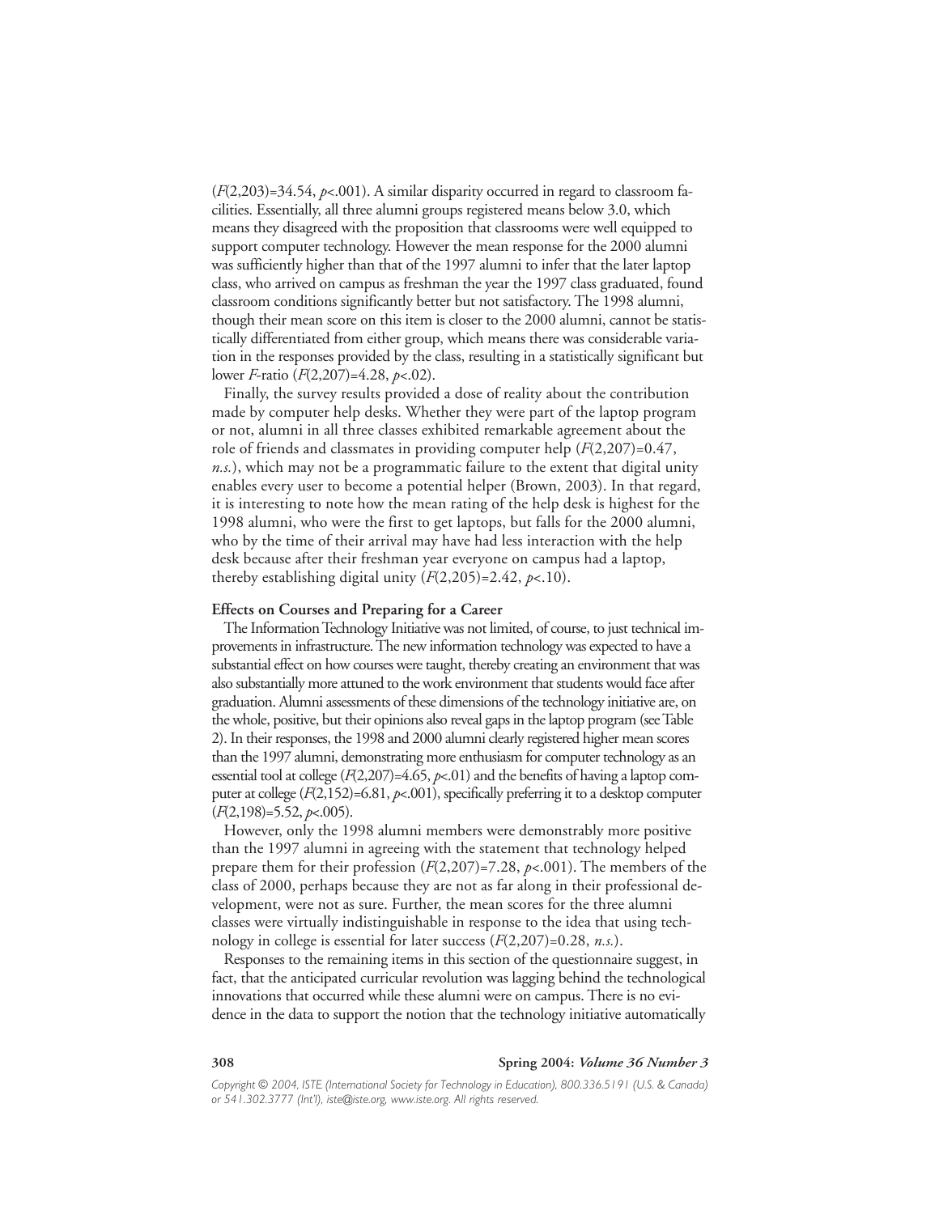($F(2,203)=34.54$, $p<.001$). A similar disparity occurred in regard to classroom facilities. Essentially, all three alumni groups registered means below 3.0, which means they disagreed with the proposition that classrooms were well equipped to support computer technology. However the mean response for the 2000 alumni was sufficiently higher than that of the 1997 alumni to infer that the later laptop class, who arrived on campus as freshman the year the 1997 class graduated, found classroom conditions significantly better but not satisfactory. The 1998 alumni, though their mean score on this item is closer to the 2000 alumni, cannot be statistically differentiated from either group, which means there was considerable variation in the responses provided by the class, resulting in a statistically significant but lower *F*-ratio ($F(2,207)=4.28$, $p<.02$).

Finally, the survey results provided a dose of reality about the contribution made by computer help desks. Whether they were part of the laptop program or not, alumni in all three classes exhibited remarkable agreement about the role of friends and classmates in providing computer help ($F(2,207)=0.47$, *n.s.*), which may not be a programmatic failure to the extent that digital unity enables every user to become a potential helper (Brown, 2003). In that regard, it is interesting to note how the mean rating of the help desk is highest for the 1998 alumni, who were the first to get laptops, but falls for the 2000 alumni, who by the time of their arrival may have had less interaction with the help desk because after their freshman year everyone on campus had a laptop, thereby establishing digital unity ($F(2,205)=2.42$, $p<.10$).

**Effects on Courses and Preparing for a Career**

The Information Technology Initiative was not limited, of course, to just technical improvements in infrastructure. The new information technology was expected to have a substantial effect on how courses were taught, thereby creating an environment that was also substantially more attuned to the work environment that students would face after graduation. Alumni assessments of these dimensions of the technology initiative are, on the whole, positive, but their opinions also reveal gaps in the laptop program (see Table 2). In their responses, the 1998 and 2000 alumni clearly registered higher mean scores than the 1997 alumni, demonstrating more enthusiasm for computer technology as an essential tool at college ($F(2,207)=4.65$, $p<.01$) and the benefits of having a laptop computer at college ($F(2,152)=6.81$, $p<.001$), specifically preferring it to a desktop computer ($F(2,198)=5.52$, $p<.005$).

However, only the 1998 alumni members were demonstrably more positive than the 1997 alumni in agreeing with the statement that technology helped prepare them for their profession ($F(2,207)=7.28$, $p<.001$). The members of the class of 2000, perhaps because they are not as far along in their professional development, were not as sure. Further, the mean scores for the three alumni classes were virtually indistinguishable in response to the idea that using technology in college is essential for later success ($F(2,207)=0.28$, *n.s.*).

Responses to the remaining items in this section of the questionnaire suggest, in fact, that the anticipated curricular revolution was lagging behind the technological innovations that occurred while these alumni were on campus. There is no evidence in the data to support the notion that the technology initiative automatically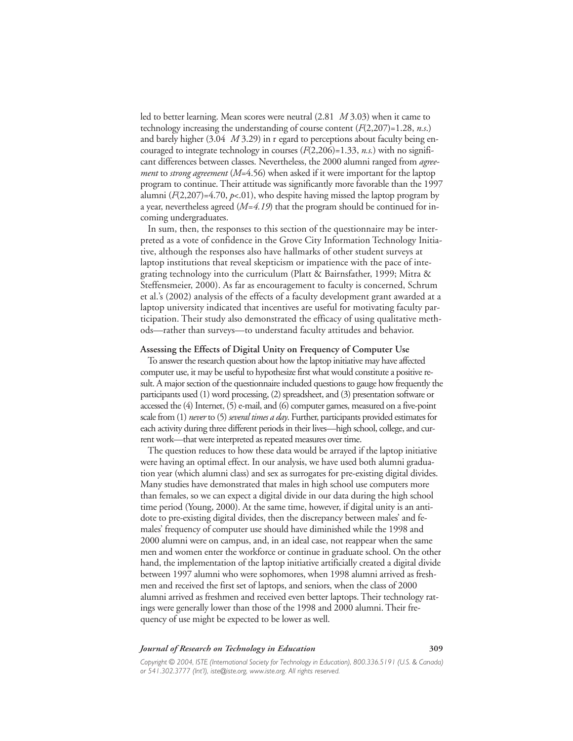led to better learning. Mean scores were neutral (2.81 $M$ 3.03) when it came to technology increasing the understanding of course content ($F(2,207)=1.28$, *n.s.*) and barely higher (3.04 $M$ 3.29) in r egard to perceptions about faculty being encouraged to integrate technology in courses ($F(2,206)=1.33$, *n.s.*) with no significant differences between classes. Nevertheless, the 2000 alumni ranged from *agreement* to *strong agreement* ($M$=4.56) when asked if it were important for the laptop program to continue. Their attitude was significantly more favorable than the 1997 alumni ($F(2,207)=4.70$, $p<.01$), who despite having missed the laptop program by a year, nevertheless agreed ($M=4.19$) that the program should be continued for incoming undergraduates.

In sum, then, the responses to this section of the questionnaire may be interpreted as a vote of confidence in the Grove City Information Technology Initiative, although the responses also have hallmarks of other student surveys at laptop institutions that reveal skepticism or impatience with the pace of integrating technology into the curriculum (Platt & Bairnsfather, 1999; Mitra & Steffensmeier, 2000). As far as encouragement to faculty is concerned, Schrum et al.'s (2002) analysis of the effects of a faculty development grant awarded at a laptop university indicated that incentives are useful for motivating faculty participation. Their study also demonstrated the efficacy of using qualitative methods—rather than surveys—to understand faculty attitudes and behavior.

**Assessing the Effects of Digital Unity on Frequency of Computer Use**

To answer the research question about how the laptop initiative may have affected computer use, it may be useful to hypothesize first what would constitute a positive result. A major section of the questionnaire included questions to gauge how frequently the participants used (1) word processing, (2) spreadsheet, and (3) presentation software or accessed the (4) Internet, (5) e-mail, and (6) computer games, measured on a five-point scale from (1) *never* to (5) *several times a day*. Further, participants provided estimates for each activity during three different periods in their lives—high school, college, and current work—that were interpreted as repeated measures over time.

The question reduces to how these data would be arrayed if the laptop initiative were having an optimal effect. In our analysis, we have used both alumni graduation year (which alumni class) and sex as surrogates for pre-existing digital divides. Many studies have demonstrated that males in high school use computers more than females, so we can expect a digital divide in our data during the high school time period (Young, 2000). At the same time, however, if digital unity is an antidote to pre-existing digital divides, then the discrepancy between males' and females' frequency of computer use should have diminished while the 1998 and 2000 alumni were on campus, and, in an ideal case, not reappear when the same men and women enter the workforce or continue in graduate school. On the other hand, the implementation of the laptop initiative artificially created a digital divide between 1997 alumni who were sophomores, when 1998 alumni arrived as freshmen and received the first set of laptops, and seniors, when the class of 2000 alumni arrived as freshmen and received even better laptops. Their technology ratings were generally lower than those of the 1998 and 2000 alumni. Their frequency of use might be expected to be lower as well.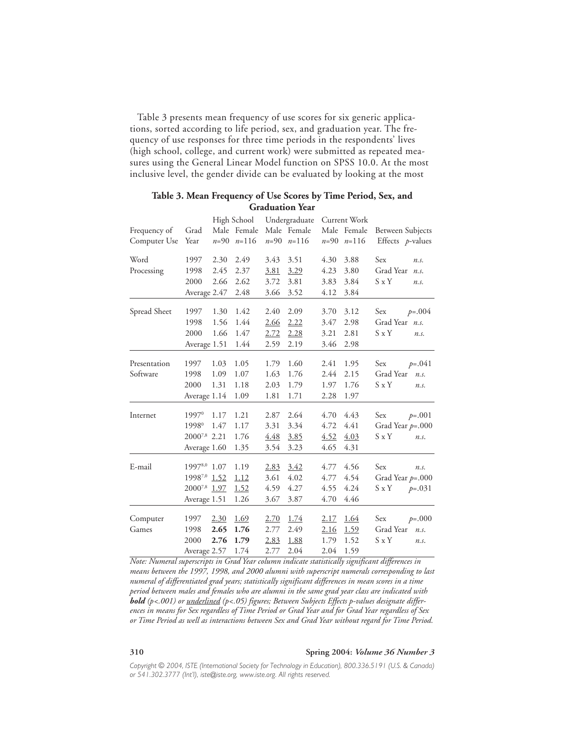Table 3 presents mean frequency of use scores for six generic applications, sorted according to life period, sex, and graduation year. The frequency of use responses for three time periods in the respondents' lives (high school, college, and current work) were submitted as repeated measures using the General Linear Model function on SPSS 10.0. At the most inclusive level, the gender divide can be evaluated by looking at the most

**Table 3. Mean Frequency of Use Scores by Time Period, Sex, and Graduation Year**

| Frequency of Computer Use | Grad Year | High School Male $n$=90 | High School Female $n$=116 | Undergraduate Male $n$=90 | Undergraduate Female $n$=116 | Current Work Male $n$=90 | Current Work Female $n$=116 | Between Subjects Effects | $p$-values |
|---|---|---|---|---|---|---|---|---|---|
| Word Processing | 1997 | 2.30 | 2.49 | 3.43 | 3.51 | 4.30 | 3.88 | Sex | *n.s.* |
| | 1998 | 2.45 | 2.37 | <u>3.81</u> | <u>3.29</u> | 4.23 | 3.80 | Grad Year | *n.s.* |
| | 2000 | 2.66 | 2.62 | 3.72 | 3.81 | 3.83 | 3.84 | S x Y | *n.s.* |
| | Average | 2.47 | 2.48 | 3.66 | 3.52 | 4.12 | 3.84 | | |
| Spread Sheet | 1997 | 1.30 | 1.42 | 2.40 | 2.09 | 3.70 | 3.12 | Sex | $p$=.004 |
| | 1998 | 1.56 | 1.44 | <u>2.66</u> | <u>2.22</u> | 3.47 | 2.98 | Grad Year | *n.s.* |
| | 2000 | 1.66 | 1.47 | <u>2.72</u> | <u>2.28</u> | 3.21 | 2.81 | S x Y | *n.s.* |
| | Average | 1.51 | 1.44 | 2.59 | 2.19 | 3.46 | 2.98 | | |
| Presentation Software | 1997 | 1.03 | 1.05 | 1.79 | 1.60 | 2.41 | 1.95 | Sex | $p$=.041 |
| | 1998 | 1.09 | 1.07 | 1.63 | 1.76 | 2.44 | 2.15 | Grad Year | *n.s.* |
| | 2000 | 1.31 | 1.18 | 2.03 | 1.79 | 1.97 | 1.76 | S x Y | *n.s.* |
| | Average | 1.14 | 1.09 | 1.81 | 1.71 | 2.28 | 1.97 | | |
| Internet | 1997[0] | 1.17 | 1.21 | 2.87 | 2.64 | 4.70 | 4.43 | Sex | $p$=.001 |
| | 1998[0] | 1.47 | 1.17 | 3.31 | 3.34 | 4.72 | 4.41 | Grad Year | $p$=.000 |
| | 2000[7,8] | 2.21 | 1.76 | <u>4.48</u> | <u>3.85</u> | <u>4.52</u> | <u>4.03</u> | S x Y | *n.s.* |
| | Average | 1.60 | 1.35 | 3.54 | 3.23 | 4.65 | 4.31 | | |
| E-mail | 1997[8,0] | 1.07 | 1.19 | <u>2.83</u> | <u>3.42</u> | 4.77 | 4.56 | Sex | *n.s.* |
| | 1998[7,0] | <u>1.52</u> | <u>1.12</u> | 3.61 | 4.02 | 4.77 | 4.54 | Grad Year | $p$=.000 |
| | 2000[7,8] | <u>1.97</u> | <u>1.52</u> | 4.59 | 4.27 | 4.55 | 4.24 | S x Y | $p$=.031 |
| | Average | 1.51 | 1.26 | 3.67 | 3.87 | 4.70 | 4.46 | | |
| Computer Games | 1997 | <u>2.30</u> | <u>1.69</u> | <u>2.70</u> | <u>1.74</u> | <u>2.17</u> | <u>1.64</u> | Sex | $p$=.000 |
| | 1998 | **2.65** | **1.76** | 2.77 | 2.49 | <u>2.16</u> | <u>1.59</u> | Grad Year | *n.s.* |
| | 2000 | **2.76** | **1.79** | <u>2.83</u> | <u>1.88</u> | 1.79 | 1.52 | S x Y | *n.s.* |
| | Average | 2.57 | 1.74 | 2.77 | 2.04 | 2.04 | 1.59 | | |

*Note: Numeral superscripts in Grad Year column indicate statistically significant differences in means between the 1997, 1998, and 2000 alumni with superscript numerals corresponding to last numeral of differentiated grad years; statistically significant differences in mean scores in a time period between males and females who are alumni in the same grad year class are indicated with **bold** ($p$<.001) or <u>underlined</u> ($p$<.05) figures; Between Subjects Effects p-values designate differences in means for Sex regardless of Time Period or Grad Year and for Grad Year regardless of Sex or Time Period as well as interactions between Sex and Grad Year without regard for Time Period.*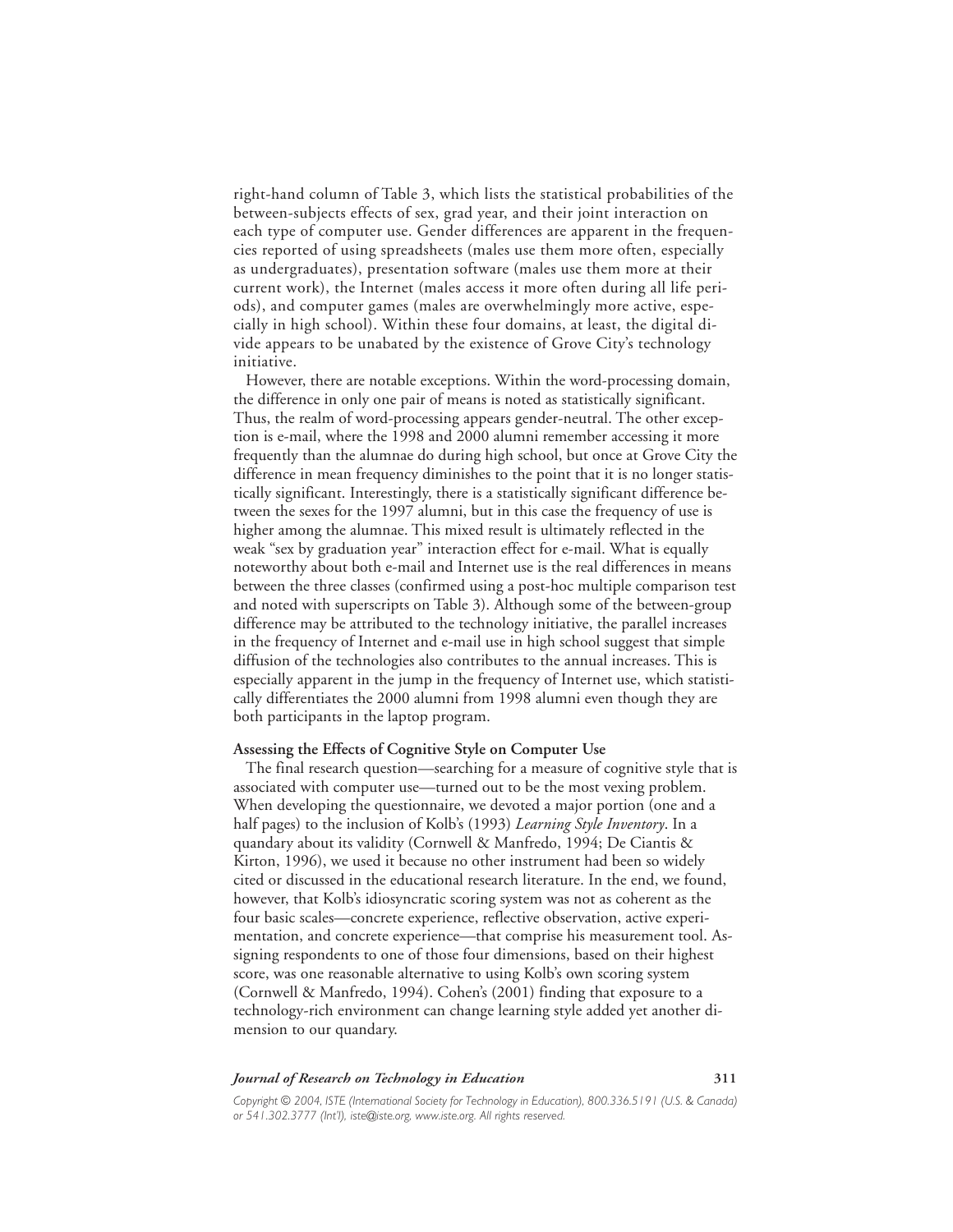right-hand column of Table 3, which lists the statistical probabilities of the between-subjects effects of sex, grad year, and their joint interaction on each type of computer use. Gender differences are apparent in the frequencies reported of using spreadsheets (males use them more often, especially as undergraduates), presentation software (males use them more at their current work), the Internet (males access it more often during all life periods), and computer games (males are overwhelmingly more active, especially in high school). Within these four domains, at least, the digital divide appears to be unabated by the existence of Grove City's technology initiative.

However, there are notable exceptions. Within the word-processing domain, the difference in only one pair of means is noted as statistically significant. Thus, the realm of word-processing appears gender-neutral. The other exception is e-mail, where the 1998 and 2000 alumni remember accessing it more frequently than the alumnae do during high school, but once at Grove City the difference in mean frequency diminishes to the point that it is no longer statistically significant. Interestingly, there is a statistically significant difference between the sexes for the 1997 alumni, but in this case the frequency of use is higher among the alumnae. This mixed result is ultimately reflected in the weak "sex by graduation year" interaction effect for e-mail. What is equally noteworthy about both e-mail and Internet use is the real differences in means between the three classes (confirmed using a post-hoc multiple comparison test and noted with superscripts on Table 3). Although some of the between-group difference may be attributed to the technology initiative, the parallel increases in the frequency of Internet and e-mail use in high school suggest that simple diffusion of the technologies also contributes to the annual increases. This is especially apparent in the jump in the frequency of Internet use, which statistically differentiates the 2000 alumni from 1998 alumni even though they are both participants in the laptop program.

### Assessing the Effects of Cognitive Style on Computer Use

The final research question—searching for a measure of cognitive style that is associated with computer use—turned out to be the most vexing problem. When developing the questionnaire, we devoted a major portion (one and a half pages) to the inclusion of Kolb's (1993) *Learning Style Inventory*. In a quandary about its validity (Cornwell & Manfredo, 1994; De Ciantis & Kirton, 1996), we used it because no other instrument had been so widely cited or discussed in the educational research literature. In the end, we found, however, that Kolb's idiosyncratic scoring system was not as coherent as the four basic scales—concrete experience, reflective observation, active experimentation, and concrete experience—that comprise his measurement tool. Assigning respondents to one of those four dimensions, based on their highest score, was one reasonable alternative to using Kolb's own scoring system (Cornwell & Manfredo, 1994). Cohen's (2001) finding that exposure to a technology-rich environment can change learning style added yet another dimension to our quandary.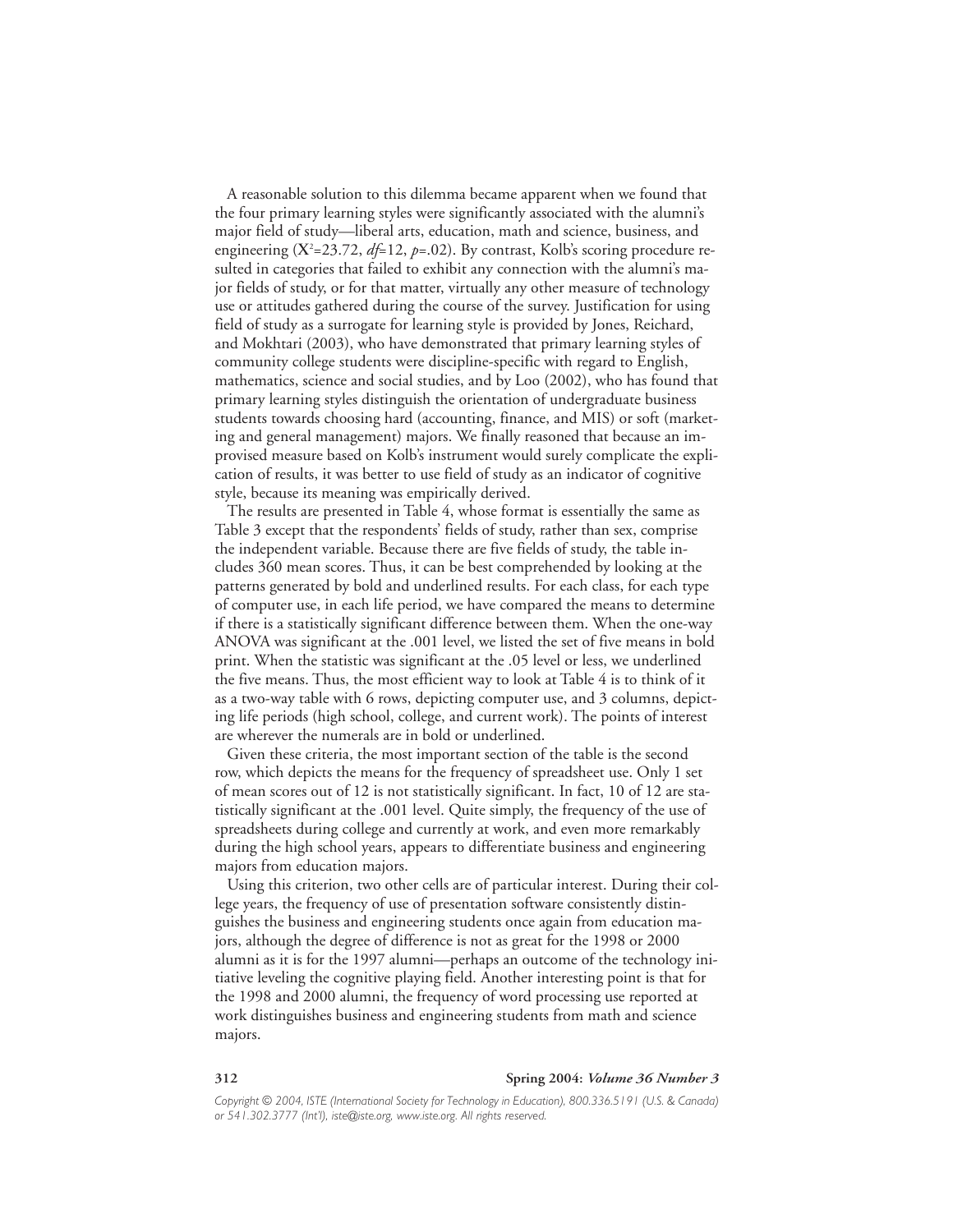A reasonable solution to this dilemma became apparent when we found that the four primary learning styles were significantly associated with the alumni's major field of study—liberal arts, education, math and science, business, and engineering ($X^2$=23.72, *df*=12, *p*=.02). By contrast, Kolb's scoring procedure resulted in categories that failed to exhibit any connection with the alumni's major fields of study, or for that matter, virtually any other measure of technology use or attitudes gathered during the course of the survey. Justification for using field of study as a surrogate for learning style is provided by Jones, Reichard, and Mokhtari (2003), who have demonstrated that primary learning styles of community college students were discipline-specific with regard to English, mathematics, science and social studies, and by Loo (2002), who has found that primary learning styles distinguish the orientation of undergraduate business students towards choosing hard (accounting, finance, and MIS) or soft (marketing and general management) majors. We finally reasoned that because an improvised measure based on Kolb's instrument would surely complicate the explication of results, it was better to use field of study as an indicator of cognitive style, because its meaning was empirically derived.

The results are presented in Table 4, whose format is essentially the same as Table 3 except that the respondents' fields of study, rather than sex, comprise the independent variable. Because there are five fields of study, the table includes 360 mean scores. Thus, it can be best comprehended by looking at the patterns generated by bold and underlined results. For each class, for each type of computer use, in each life period, we have compared the means to determine if there is a statistically significant difference between them. When the one-way ANOVA was significant at the .001 level, we listed the set of five means in bold print. When the statistic was significant at the .05 level or less, we underlined the five means. Thus, the most efficient way to look at Table 4 is to think of it as a two-way table with 6 rows, depicting computer use, and 3 columns, depicting life periods (high school, college, and current work). The points of interest are wherever the numerals are in bold or underlined.

Given these criteria, the most important section of the table is the second row, which depicts the means for the frequency of spreadsheet use. Only 1 set of mean scores out of 12 is not statistically significant. In fact, 10 of 12 are statistically significant at the .001 level. Quite simply, the frequency of the use of spreadsheets during college and currently at work, and even more remarkably during the high school years, appears to differentiate business and engineering majors from education majors.

Using this criterion, two other cells are of particular interest. During their college years, the frequency of use of presentation software consistently distinguishes the business and engineering students once again from education majors, although the degree of difference is not as great for the 1998 or 2000 alumni as it is for the 1997 alumni—perhaps an outcome of the technology initiative leveling the cognitive playing field. Another interesting point is that for the 1998 and 2000 alumni, the frequency of word processing use reported at work distinguishes business and engineering students from math and science majors.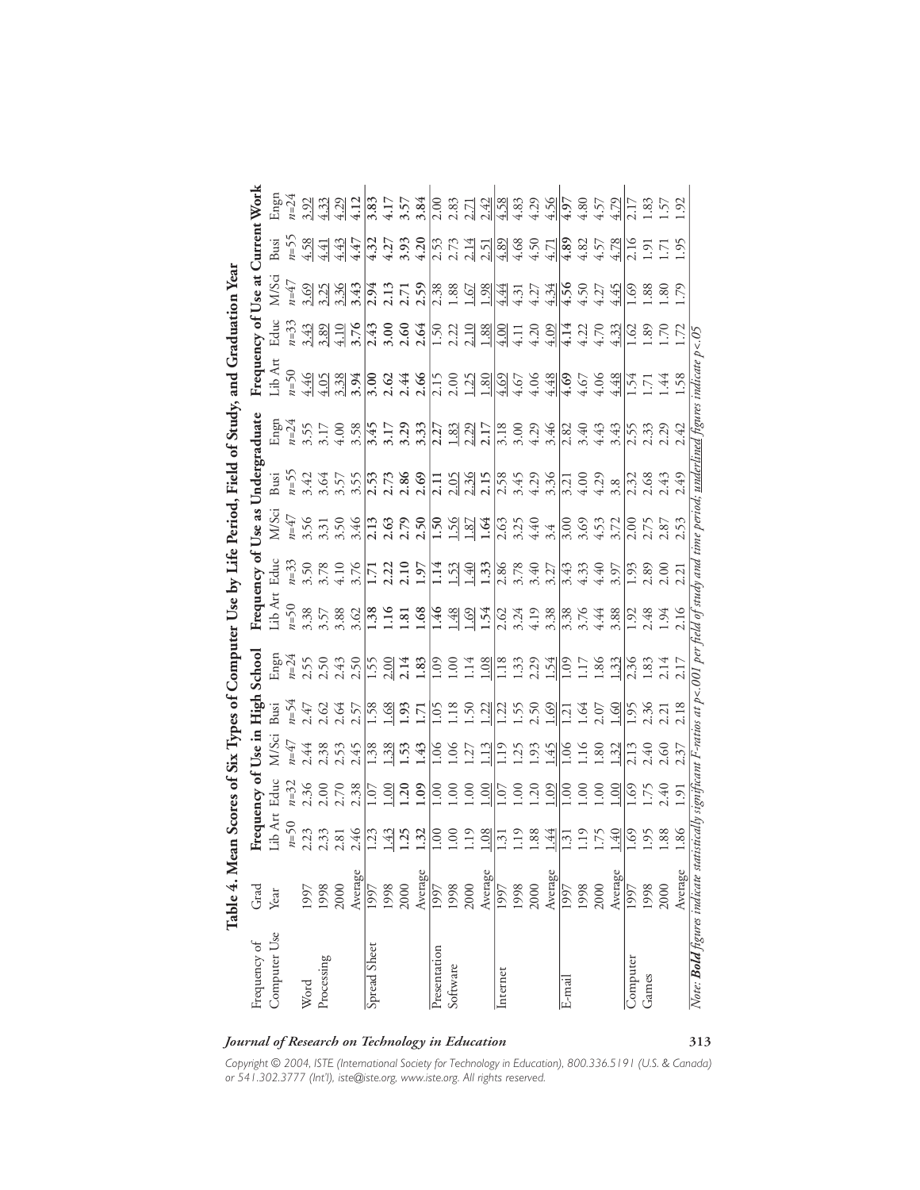**Table 4. Mean Scores of Six Types of Computer Use by Life Period, Field of Study, and Graduation Year**

| Frequency of Computer Use | Grad Year | Frequency of Use in High School | | | | | Frequency of Use as Undergraduate | | | | | Frequency of Use at Current Work | | | | |
|---|---|---|---|---|---|---|---|---|---|---|---|---|---|---|---|---|
| | | Lib Art | Educ | M/Sci | Busi | Engn | Lib Art | Educ | M/Sci | Busi | Engn | Lib Art | Educ | M/Sci | Busi | Engn |
| | | n=50 | n=32 | n=47 | n=54 | n=24 | n=50 | n=33 | n=47 | n=55 | n=24 | n=50 | n=33 | n=47 | n=55 | n=24 |
| Word Processing | 1997 | 2.23 | 2.36 | 2.44 | 2.47 | 2.55 | 3.38 | 3.50 | 3.56 | 3.42 | 3.55 | <u>4.46</u> | <u>3.43</u> | <u>3.69</u> | <u>4.58</u> | <u>3.92</u> |
| | 1998 | 2.33 | 2.00 | 2.38 | 2.62 | 2.50 | 3.57 | 3.78 | 3.31 | 3.64 | 3.17 | <u>4.05</u> | <u>3.89</u> | <u>3.25</u> | <u>4.41</u> | <u>4.33</u> |
| | 2000 | 2.81 | 2.70 | 2.53 | 2.64 | 2.43 | 3.88 | 4.10 | 3.50 | 3.57 | 4.00 | <u>3.38</u> | <u>4.10</u> | <u>3.36</u> | <u>4.43</u> | <u>4.29</u> |
| | Average | 2.46 | 2.38 | 2.45 | 2.57 | 2.50 | 3.62 | 3.76 | 3.46 | 3.55 | 3.58 | **3.94** | **3.76** | **3.43** | **4.47** | **4.12** |
| Spread Sheet | 1997 | 1.23 | 1.07 | 1.38 | 1.58 | 1.55 | **1.38** | **1.71** | **2.13** | **2.53** | **3.45** | **3.00** | **2.43** | **2.94** | **4.32** | **3.83** |
| | 1998 | <u>1.43</u> | <u>1.00</u> | <u>1.38</u> | <u>1.68</u> | <u>2.00</u> | **1.16** | **2.22** | **2.63** | **2.73** | **3.17** | **2.62** | **3.00** | **2.13** | **4.27** | **4.17** |
| | 2000 | **1.25** | **1.20** | **1.53** | **1.93** | **2.14** | **1.81** | **2.10** | **2.79** | **2.86** | **3.29** | **2.44** | **2.60** | **2.71** | **3.93** | **3.57** |
| | Average | **1.32** | **1.09** | **1.43** | **1.71** | **1.83** | **1.68** | **1.97** | **2.50** | **2.69** | **3.33** | **2.66** | **2.64** | **2.59** | **4.20** | **3.84** |
| Presentation Software | 1997 | 1.00 | 1.00 | 1.06 | 1.05 | 1.09 | **1.46** | **1.14** | **1.50** | **2.11** | **2.27** | 2.15 | 1.50 | 2.38 | 2.53 | 2.00 |
| | 1998 | 1.00 | 1.00 | 1.06 | 1.18 | 1.00 | <u>1.48</u> | <u>1.53</u> | <u>1.56</u> | <u>2.05</u> | <u>1.83</u> | 2.00 | 2.22 | 1.88 | 2.73 | 2.83 |
| | 2000 | 1.19 | 1.00 | 1.27 | 1.50 | 1.14 | <u>1.69</u> | <u>1.40</u> | <u>1.87</u> | <u>2.36</u> | <u>2.29</u> | <u>1.25</u> | <u>2.10</u> | <u>1.67</u> | <u>2.14</u> | <u>2.71</u> |
| | Average | <u>1.08</u> | <u>1.00</u> | <u>1.13</u> | <u>1.22</u> | <u>1.08</u> | **1.54** | **1.33** | **1.64** | **2.15** | **2.17** | <u>1.80</u> | <u>1.88</u> | <u>1.98</u> | <u>2.51</u> | <u>2.42</u> |
| Internet | 1997 | 1.31 | 1.07 | 1.19 | 1.22 | 1.18 | 2.62 | 2.86 | 2.63 | 2.58 | 3.18 | <u>4.69</u> | <u>4.00</u> | <u>4.44</u> | <u>4.89</u> | <u>4.58</u> |
| | 1998 | 1.19 | 1.00 | 1.25 | 1.55 | 1.33 | 3.24 | 3.78 | 3.25 | 3.45 | 3.00 | 4.67 | 4.11 | 4.31 | 4.68 | 4.83 |
| | 2000 | 1.88 | 1.20 | 1.93 | 2.50 | 2.29 | 4.19 | 3.40 | 4.40 | 4.29 | 4.29 | 4.06 | 4.20 | 4.27 | 4.50 | 4.29 |
| | Average | <u>1.44</u> | <u>1.09</u> | <u>1.45</u> | <u>1.69</u> | <u>1.54</u> | 3.38 | 3.27 | 3.4 | 3.36 | 3.46 | <u>4.48</u> | <u>4.09</u> | <u>4.34</u> | <u>4.71</u> | <u>4.56</u> |
| E-mail | 1997 | <u>1.31</u> | <u>1.00</u> | <u>1.06</u> | <u>1.21</u> | <u>1.09</u> | 3.38 | 3.43 | 3.00 | 3.21 | 2.82 | **4.69** | **4.14** | **4.56** | **4.89** | **4.97** |
| | 1998 | 1.19 | 1.00 | 1.16 | 1.64 | 1.17 | 3.76 | 4.33 | 3.69 | 4.00 | 3.40 | 4.67 | 4.22 | 4.50 | 4.82 | 4.80 |
| | 2000 | 1.75 | 1.00 | 1.80 | 2.07 | 1.86 | 4.44 | 4.40 | 4.53 | 4.29 | 4.43 | 4.06 | 4.70 | 4.27 | 4.57 | 4.57 |
| | Average | <u>1.40</u> | <u>1.00</u> | <u>1.32</u> | <u>1.60</u> | <u>1.33</u> | 3.88 | 3.97 | 3.72 | 3.8 | 3.43 | <u>4.48</u> | <u>4.33</u> | <u>4.45</u> | <u>4.78</u> | <u>4.79</u> |
| Computer Games | 1997 | 1.69 | 1.69 | 2.13 | 1.95 | 2.36 | 1.92 | 1.93 | 2.00 | 2.32 | 2.55 | 1.54 | 1.62 | 1.69 | 2.16 | 2.17 |
| | 1998 | 1.95 | 1.75 | 2.40 | 2.36 | 1.83 | 2.48 | 2.89 | 2.75 | 2.68 | 2.33 | 1.71 | 1.89 | 1.88 | 1.91 | 1.83 |
| | 2000 | 1.88 | 2.40 | 2.60 | 2.21 | 2.14 | 1.94 | 2.00 | 2.87 | 2.43 | 2.29 | 1.44 | 1.70 | 1.80 | 1.71 | 1.57 |
| | Average | 1.86 | 1.91 | 2.37 | 2.18 | 2.17 | 2.16 | 2.21 | 2.53 | 2.49 | 2.42 | 1.58 | 1.72 | 1.79 | 1.95 | 1.92 |

*Note:* ***Bold*** *figures indicate statistically significant F-ratios at $p<.001$ per field of study and time period;* <u>*underlined*</u> *figures indicate $p<.05$*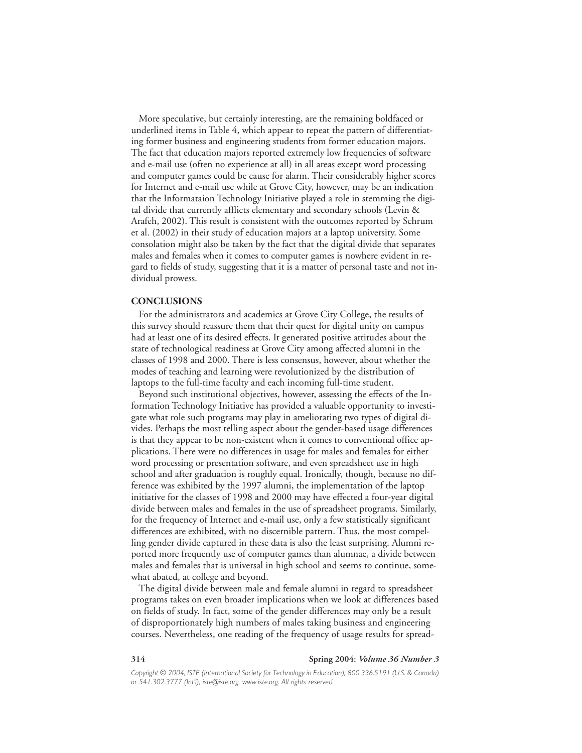More speculative, but certainly interesting, are the remaining boldfaced or underlined items in Table 4, which appear to repeat the pattern of differentiating former business and engineering students from former education majors. The fact that education majors reported extremely low frequencies of software and e-mail use (often no experience at all) in all areas except word processing and computer games could be cause for alarm. Their considerably higher scores for Internet and e-mail use while at Grove City, however, may be an indication that the Informataion Technology Initiative played a role in stemming the digital divide that currently afflicts elementary and secondary schools (Levin & Arafeh, 2002). This result is consistent with the outcomes reported by Schrum et al. (2002) in their study of education majors at a laptop university. Some consolation might also be taken by the fact that the digital divide that separates males and females when it comes to computer games is nowhere evident in regard to fields of study, suggesting that it is a matter of personal taste and not individual prowess.

## CONCLUSIONS

For the administrators and academics at Grove City College, the results of this survey should reassure them that their quest for digital unity on campus had at least one of its desired effects. It generated positive attitudes about the state of technological readiness at Grove City among affected alumni in the classes of 1998 and 2000. There is less consensus, however, about whether the modes of teaching and learning were revolutionized by the distribution of laptops to the full-time faculty and each incoming full-time student.

Beyond such institutional objectives, however, assessing the effects of the Information Technology Initiative has provided a valuable opportunity to investigate what role such programs may play in ameliorating two types of digital divides. Perhaps the most telling aspect about the gender-based usage differences is that they appear to be non-existent when it comes to conventional office applications. There were no differences in usage for males and females for either word processing or presentation software, and even spreadsheet use in high school and after graduation is roughly equal. Ironically, though, because no difference was exhibited by the 1997 alumni, the implementation of the laptop initiative for the classes of 1998 and 2000 may have effected a four-year digital divide between males and females in the use of spreadsheet programs. Similarly, for the frequency of Internet and e-mail use, only a few statistically significant differences are exhibited, with no discernible pattern. Thus, the most compelling gender divide captured in these data is also the least surprising. Alumni reported more frequently use of computer games than alumnae, a divide between males and females that is universal in high school and seems to continue, somewhat abated, at college and beyond.

The digital divide between male and female alumni in regard to spreadsheet programs takes on even broader implications when we look at differences based on fields of study. In fact, some of the gender differences may only be a result of disproportionately high numbers of males taking business and engineering courses. Nevertheless, one reading of the frequency of usage results for spread-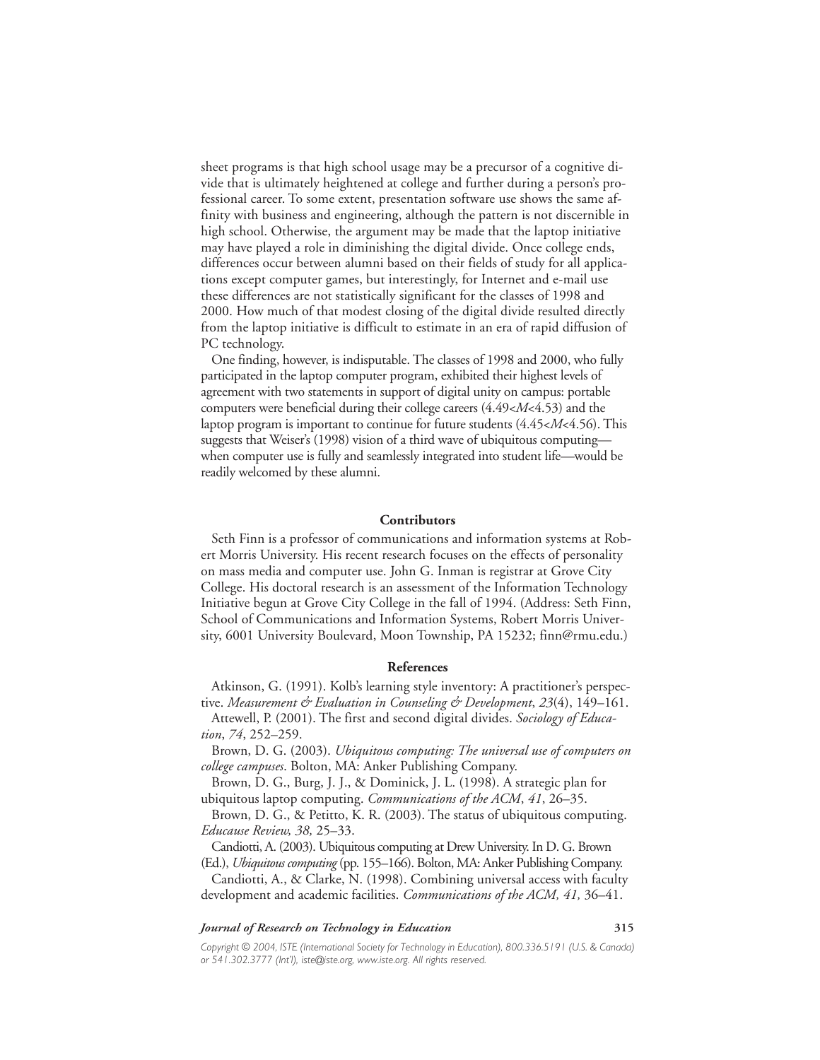sheet programs is that high school usage may be a precursor of a cognitive divide that is ultimately heightened at college and further during a person's professional career. To some extent, presentation software use shows the same affinity with business and engineering, although the pattern is not discernible in high school. Otherwise, the argument may be made that the laptop initiative may have played a role in diminishing the digital divide. Once college ends, differences occur between alumni based on their fields of study for all applications except computer games, but interestingly, for Internet and e-mail use these differences are not statistically significant for the classes of 1998 and 2000. How much of that modest closing of the digital divide resulted directly from the laptop initiative is difficult to estimate in an era of rapid diffusion of PC technology.

One finding, however, is indisputable. The classes of 1998 and 2000, who fully participated in the laptop computer program, exhibited their highest levels of agreement with two statements in support of digital unity on campus: portable computers were beneficial during their college careers ($4.49<M<4.53$) and the laptop program is important to continue for future students ($4.45<M<4.56$). This suggests that Weiser's (1998) vision of a third wave of ubiquitous computing—when computer use is fully and seamlessly integrated into student life—would be readily welcomed by these alumni.

## Contributors

Seth Finn is a professor of communications and information systems at Robert Morris University. His recent research focuses on the effects of personality on mass media and computer use. John G. Inman is registrar at Grove City College. His doctoral research is an assessment of the Information Technology Initiative begun at Grove City College in the fall of 1994. (Address: Seth Finn, School of Communications and Information Systems, Robert Morris University, 6001 University Boulevard, Moon Township, PA 15232; finn@rmu.edu.)

## References

Atkinson, G. (1991). Kolb's learning style inventory: A practitioner's perspective. *Measurement & Evaluation in Counseling & Development*, *23*(4), 149–161.

Attewell, P. (2001). The first and second digital divides. *Sociology of Education*, *74*, 252–259.

Brown, D. G. (2003). *Ubiquitous computing: The universal use of computers on college campuses*. Bolton, MA: Anker Publishing Company.

Brown, D. G., Burg, J. J., & Dominick, J. L. (1998). A strategic plan for ubiquitous laptop computing. *Communications of the ACM*, *41*, 26–35.

Brown, D. G., & Petitto, K. R. (2003). The status of ubiquitous computing. *Educause Review, 38,* 25–33.

Candiotti, A. (2003). Ubiquitous computing at Drew University. In D. G. Brown (Ed.), *Ubiquitous computing* (pp. 155–166). Bolton, MA: Anker Publishing Company.

Candiotti, A., & Clarke, N. (1998). Combining universal access with faculty development and academic facilities. *Communications of the ACM, 41,* 36–41.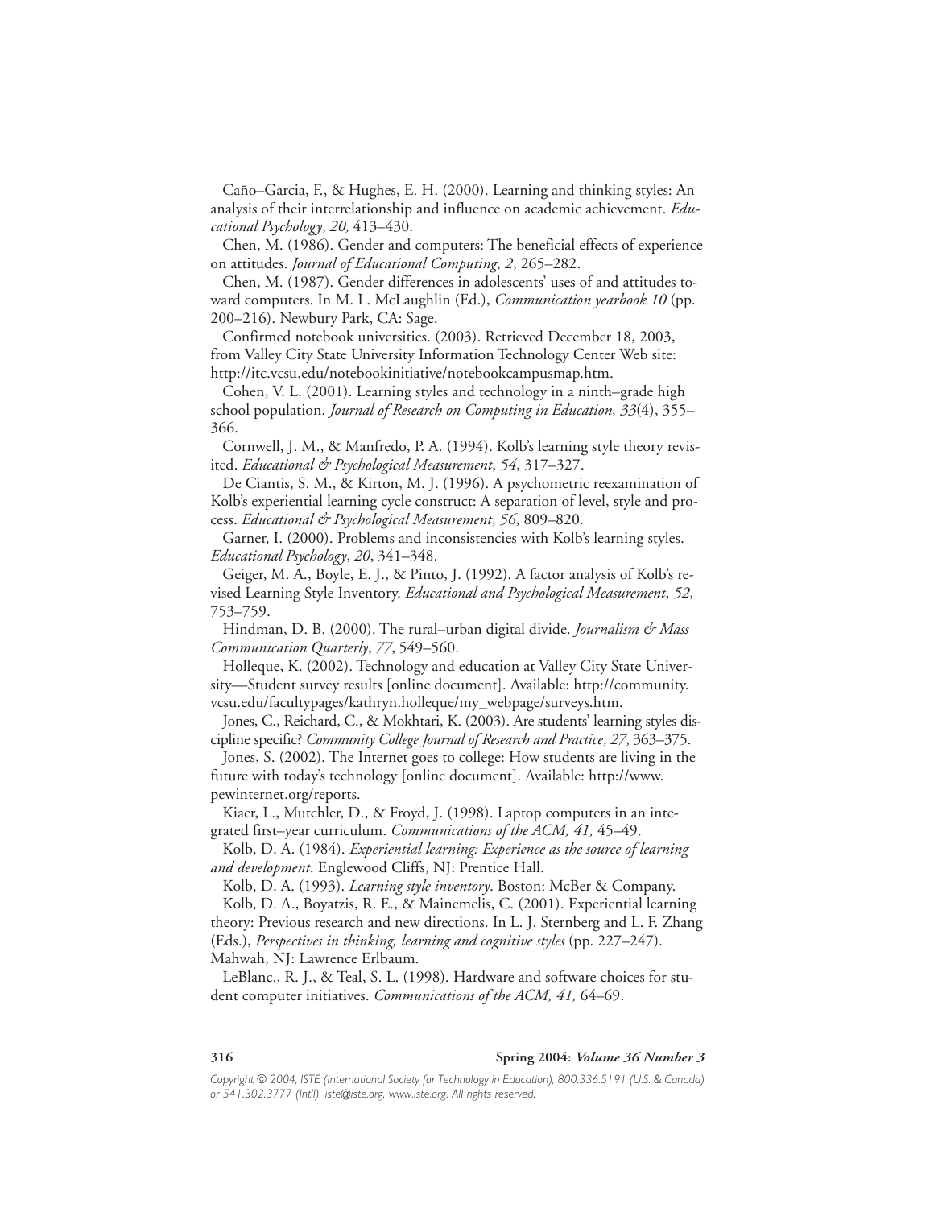Caño–Garcia, F., & Hughes, E. H. (2000). Learning and thinking styles: An analysis of their interrelationship and influence on academic achievement. *Educational Psychology*, *20,* 413–430.

Chen, M. (1986). Gender and computers: The beneficial effects of experience on attitudes. *Journal of Educational Computing*, *2*, 265–282.

Chen, M. (1987). Gender differences in adolescents' uses of and attitudes toward computers. In M. L. McLaughlin (Ed.), *Communication yearbook 10* (pp. 200–216). Newbury Park, CA: Sage.

Confirmed notebook universities. (2003). Retrieved December 18, 2003, from Valley City State University Information Technology Center Web site: http://itc.vcsu.edu/notebookinitiative/notebookcampusmap.htm.

Cohen, V. L. (2001). Learning styles and technology in a ninth–grade high school population. *Journal of Research on Computing in Education, 33*(4), 355–366.

Cornwell, J. M., & Manfredo, P. A. (1994). Kolb's learning style theory revisited. *Educational & Psychological Measurement*, *54*, 317–327.

De Ciantis, S. M., & Kirton, M. J. (1996). A psychometric reexamination of Kolb's experiential learning cycle construct: A separation of level, style and process. *Educational & Psychological Measurement*, *56*, 809–820.

Garner, I. (2000). Problems and inconsistencies with Kolb's learning styles. *Educational Psychology*, *20*, 341–348.

Geiger, M. A., Boyle, E. J., & Pinto, J. (1992). A factor analysis of Kolb's revised Learning Style Inventory. *Educational and Psychological Measurement*, *52*, 753–759.

Hindman, D. B. (2000). The rural–urban digital divide. *Journalism & Mass Communication Quarterly*, *77*, 549–560.

Holleque, K. (2002). Technology and education at Valley City State University—Student survey results [online document]. Available: http://community.vcsu.edu/facultypages/kathryn.holleque/my_webpage/surveys.htm.

Jones, C., Reichard, C., & Mokhtari, K. (2003). Are students' learning styles discipline specific? *Community College Journal of Research and Practice*, *27*, 363–375.

Jones, S. (2002). The Internet goes to college: How students are living in the future with today's technology [online document]. Available: http://www.pewinternet.org/reports.

Kiaer, L., Mutchler, D., & Froyd, J. (1998). Laptop computers in an integrated first–year curriculum. *Communications of the ACM, 41,* 45–49.

Kolb, D. A. (1984). *Experiential learning: Experience as the source of learning and development*. Englewood Cliffs, NJ: Prentice Hall.

Kolb, D. A. (1993). *Learning style inventory*. Boston: McBer & Company.

Kolb, D. A., Boyatzis, R. E., & Mainemelis, C. (2001). Experiential learning theory: Previous research and new directions. In L. J. Sternberg and L. F. Zhang (Eds.), *Perspectives in thinking, learning and cognitive styles* (pp. 227–247). Mahwah, NJ: Lawrence Erlbaum.

LeBlanc., R. J., & Teal, S. L. (1998). Hardware and software choices for student computer initiatives. *Communications of the ACM, 41,* 64–69.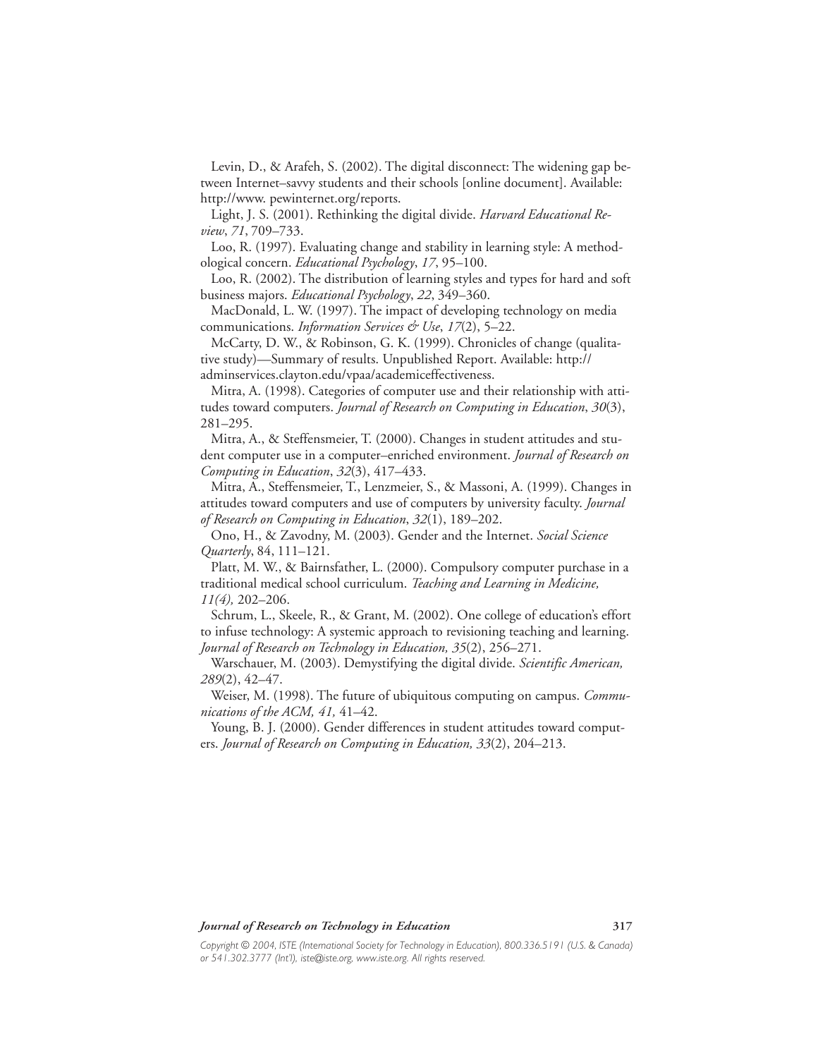Levin, D., & Arafeh, S. (2002). The digital disconnect: The widening gap between Internet–savvy students and their schools [online document]. Available: http://www. pewinternet.org/reports.

Light, J. S. (2001). Rethinking the digital divide. *Harvard Educational Review*, *71*, 709–733.

Loo, R. (1997). Evaluating change and stability in learning style: A methodological concern. *Educational Psychology*, *17*, 95–100.

Loo, R. (2002). The distribution of learning styles and types for hard and soft business majors. *Educational Psychology*, *22*, 349–360.

MacDonald, L. W. (1997). The impact of developing technology on media communications. *Information Services & Use*, *17*(2), 5–22.

McCarty, D. W., & Robinson, G. K. (1999). Chronicles of change (qualitative study)—Summary of results. Unpublished Report. Available: http:// adminservices.clayton.edu/vpaa/academiceffectiveness.

Mitra, A. (1998). Categories of computer use and their relationship with attitudes toward computers. *Journal of Research on Computing in Education*, *30*(3), 281–295.

Mitra, A., & Steffensmeier, T. (2000). Changes in student attitudes and student computer use in a computer–enriched environment. *Journal of Research on Computing in Education*, *32*(3), 417–433.

Mitra, A., Steffensmeier, T., Lenzmeier, S., & Massoni, A. (1999). Changes in attitudes toward computers and use of computers by university faculty. *Journal of Research on Computing in Education*, *32*(1), 189–202.

Ono, H., & Zavodny, M. (2003). Gender and the Internet. *Social Science Quarterly*, 84, 111–121.

Platt, M. W., & Bairnsfather, L. (2000). Compulsory computer purchase in a traditional medical school curriculum. *Teaching and Learning in Medicine, 11(4),* 202–206.

Schrum, L., Skeele, R., & Grant, M. (2002). One college of education's effort to infuse technology: A systemic approach to revisioning teaching and learning. *Journal of Research on Technology in Education, 35*(2), 256–271.

Warschauer, M. (2003). Demystifying the digital divide. *Scientific American, 289*(2), 42–47.

Weiser, M. (1998). The future of ubiquitous computing on campus. *Communications of the ACM, 41,* 41–42.

Young, B. J. (2000). Gender differences in student attitudes toward computers. *Journal of Research on Computing in Education, 33*(2), 204–213.